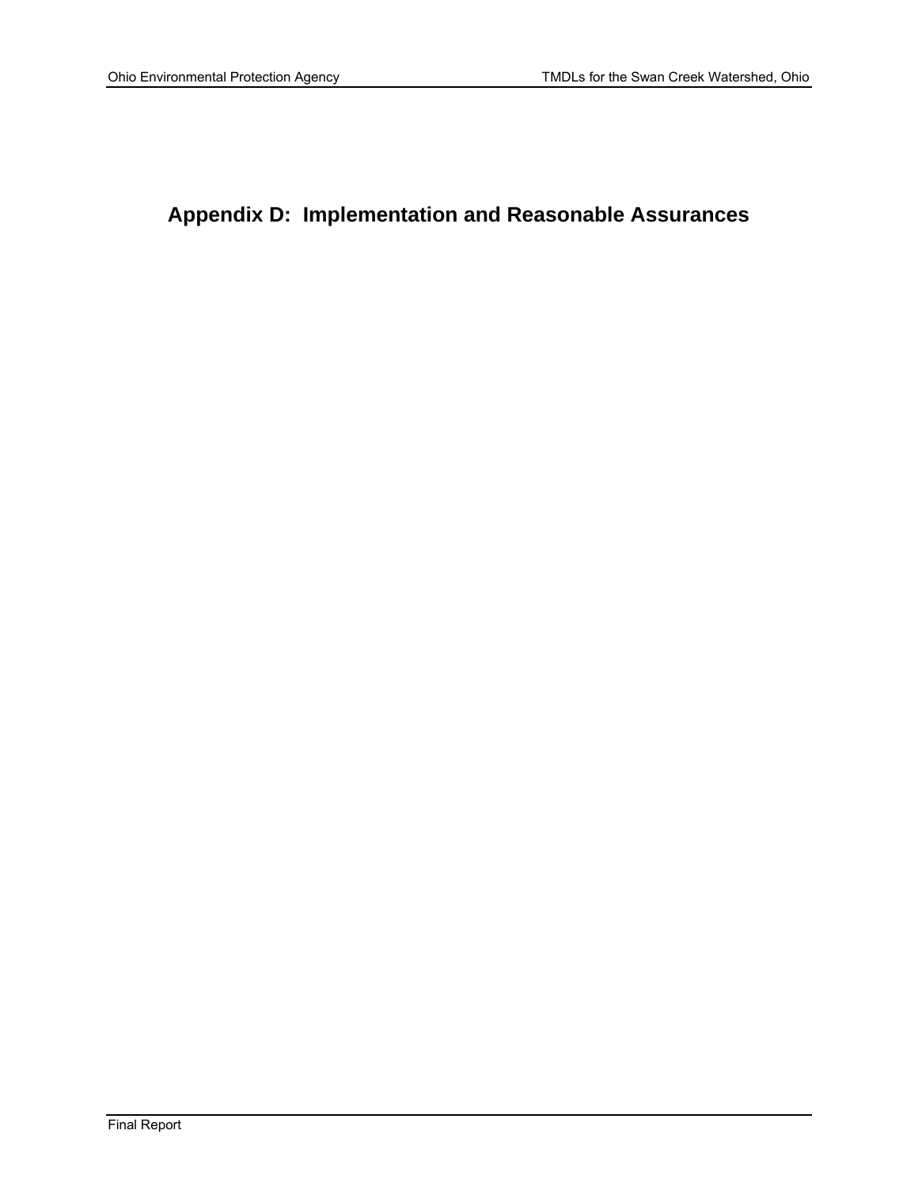# Appendix D: Implementation and Reasonable Assurances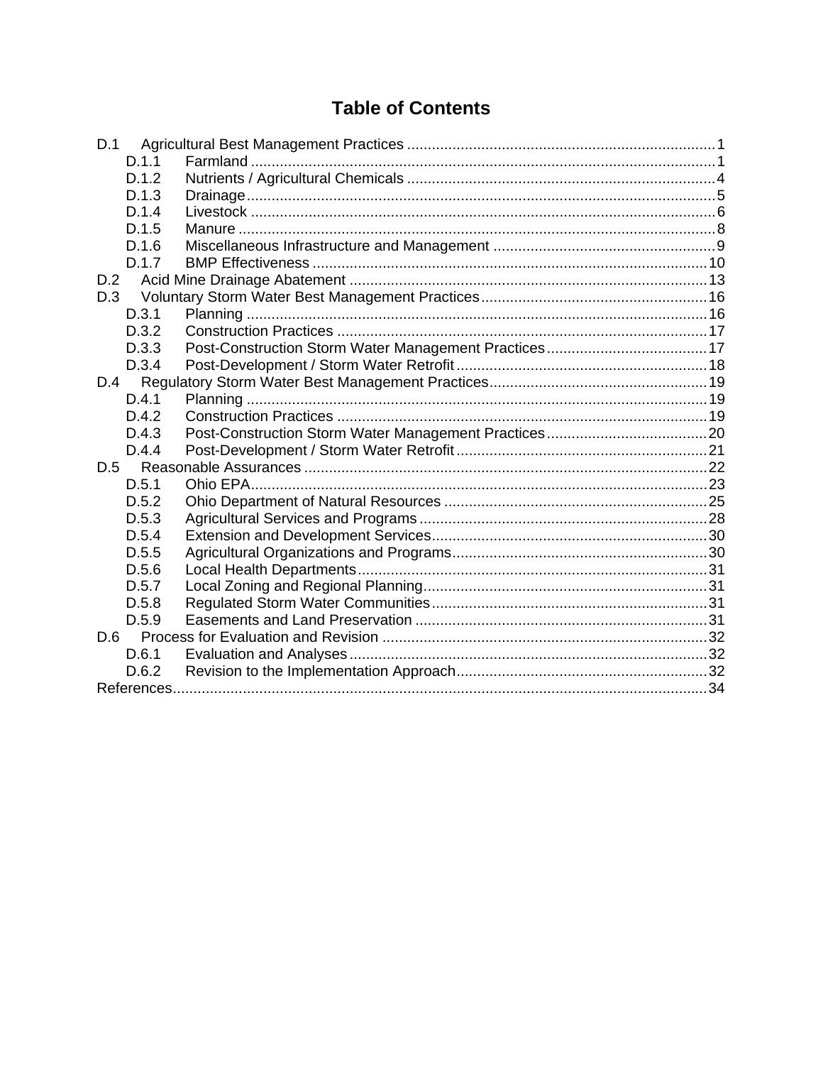# Table of Contents

- D.1 Agricultural Best Management Practices ... 1
  - D.1.1 Farmland ... 1
  - D.1.2 Nutrients / Agricultural Chemicals ... 4
  - D.1.3 Drainage ... 5
  - D.1.4 Livestock ... 6
  - D.1.5 Manure ... 8
  - D.1.6 Miscellaneous Infrastructure and Management ... 9
  - D.1.7 BMP Effectiveness ... 10
- D.2 Acid Mine Drainage Abatement ... 13
- D.3 Voluntary Storm Water Best Management Practices ... 16
  - D.3.1 Planning ... 16
  - D.3.2 Construction Practices ... 17
  - D.3.3 Post-Construction Storm Water Management Practices ... 17
  - D.3.4 Post-Development / Storm Water Retrofit ... 18
- D.4 Regulatory Storm Water Best Management Practices ... 19
  - D.4.1 Planning ... 19
  - D.4.2 Construction Practices ... 19
  - D.4.3 Post-Construction Storm Water Management Practices ... 20
  - D.4.4 Post-Development / Storm Water Retrofit ... 21
- D.5 Reasonable Assurances ... 22
  - D.5.1 Ohio EPA ... 23
  - D.5.2 Ohio Department of Natural Resources ... 25
  - D.5.3 Agricultural Services and Programs ... 28
  - D.5.4 Extension and Development Services ... 30
  - D.5.5 Agricultural Organizations and Programs ... 30
  - D.5.6 Local Health Departments ... 31
  - D.5.7 Local Zoning and Regional Planning ... 31
  - D.5.8 Regulated Storm Water Communities ... 31
  - D.5.9 Easements and Land Preservation ... 31
- D.6 Process for Evaluation and Revision ... 32
  - D.6.1 Evaluation and Analyses ... 32
  - D.6.2 Revision to the Implementation Approach ... 32
- References ... 34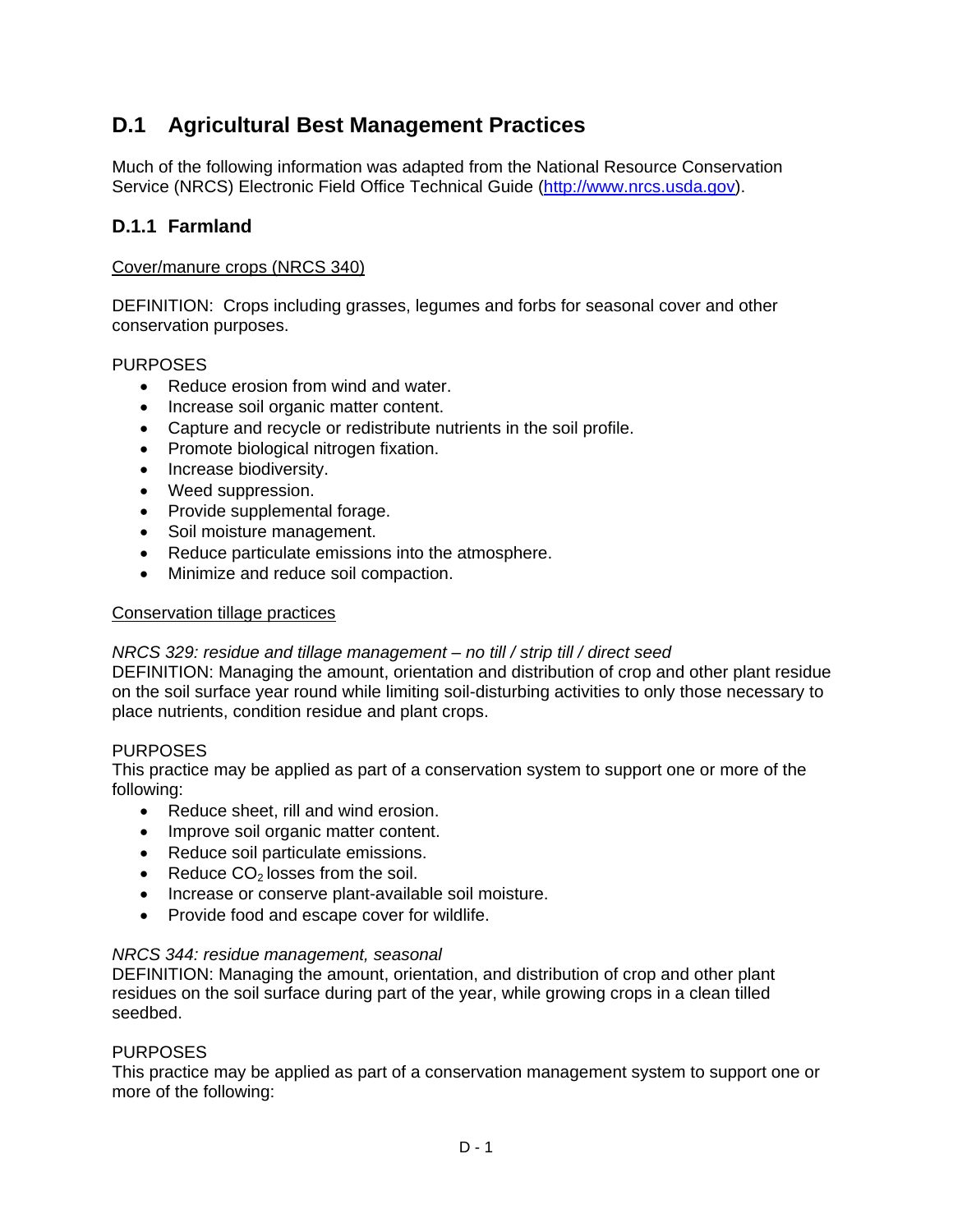## D.1 Agricultural Best Management Practices

Much of the following information was adapted from the National Resource Conservation Service (NRCS) Electronic Field Office Technical Guide (http://www.nrcs.usda.gov).

### D.1.1 Farmland

<u>Cover/manure crops (NRCS 340)</u>

DEFINITION: Crops including grasses, legumes and forbs for seasonal cover and other conservation purposes.

PURPOSES

- Reduce erosion from wind and water.
- Increase soil organic matter content.
- Capture and recycle or redistribute nutrients in the soil profile.
- Promote biological nitrogen fixation.
- Increase biodiversity.
- Weed suppression.
- Provide supplemental forage.
- Soil moisture management.
- Reduce particulate emissions into the atmosphere.
- Minimize and reduce soil compaction.

<u>Conservation tillage practices</u>

*NRCS 329: residue and tillage management – no till / strip till / direct seed*
DEFINITION: Managing the amount, orientation and distribution of crop and other plant residue on the soil surface year round while limiting soil-disturbing activities to only those necessary to place nutrients, condition residue and plant crops.

PURPOSES
This practice may be applied as part of a conservation system to support one or more of the following:

- Reduce sheet, rill and wind erosion.
- Improve soil organic matter content.
- Reduce soil particulate emissions.
- Reduce $CO_2$ losses from the soil.
- Increase or conserve plant-available soil moisture.
- Provide food and escape cover for wildlife.

*NRCS 344: residue management, seasonal*
DEFINITION: Managing the amount, orientation, and distribution of crop and other plant residues on the soil surface during part of the year, while growing crops in a clean tilled seedbed.

PURPOSES
This practice may be applied as part of a conservation management system to support one or more of the following: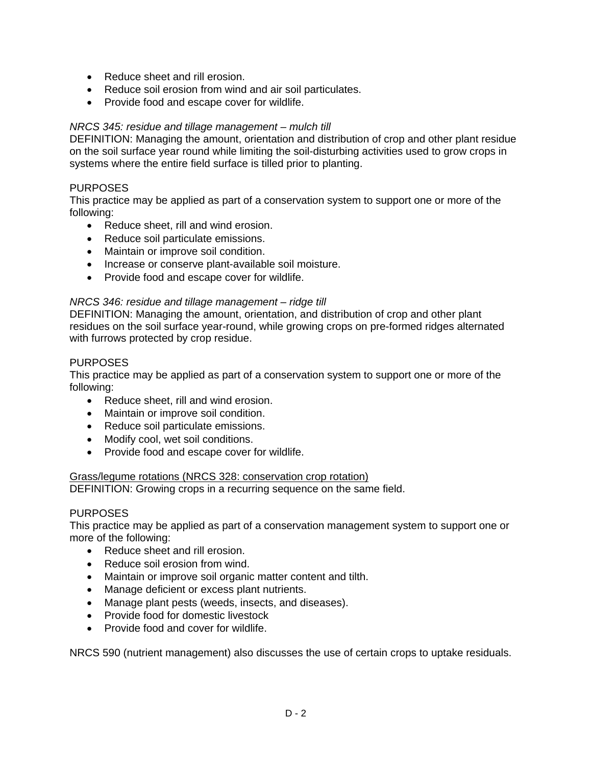- Reduce sheet and rill erosion.
- Reduce soil erosion from wind and air soil particulates.
- Provide food and escape cover for wildlife.

*NRCS 345: residue and tillage management – mulch till*
DEFINITION: Managing the amount, orientation and distribution of crop and other plant residue on the soil surface year round while limiting the soil-disturbing activities used to grow crops in systems where the entire field surface is tilled prior to planting.

PURPOSES
This practice may be applied as part of a conservation system to support one or more of the following:

- Reduce sheet, rill and wind erosion.
- Reduce soil particulate emissions.
- Maintain or improve soil condition.
- Increase or conserve plant-available soil moisture.
- Provide food and escape cover for wildlife.

*NRCS 346: residue and tillage management – ridge till*
DEFINITION: Managing the amount, orientation, and distribution of crop and other plant residues on the soil surface year-round, while growing crops on pre-formed ridges alternated with furrows protected by crop residue.

PURPOSES
This practice may be applied as part of a conservation system to support one or more of the following:

- Reduce sheet, rill and wind erosion.
- Maintain or improve soil condition.
- Reduce soil particulate emissions.
- Modify cool, wet soil conditions.
- Provide food and escape cover for wildlife.

<u>Grass/legume rotations (NRCS 328: conservation crop rotation)</u>
DEFINITION: Growing crops in a recurring sequence on the same field.

PURPOSES
This practice may be applied as part of a conservation management system to support one or more of the following:

- Reduce sheet and rill erosion.
- Reduce soil erosion from wind.
- Maintain or improve soil organic matter content and tilth.
- Manage deficient or excess plant nutrients.
- Manage plant pests (weeds, insects, and diseases).
- Provide food for domestic livestock
- Provide food and cover for wildlife.

NRCS 590 (nutrient management) also discusses the use of certain crops to uptake residuals.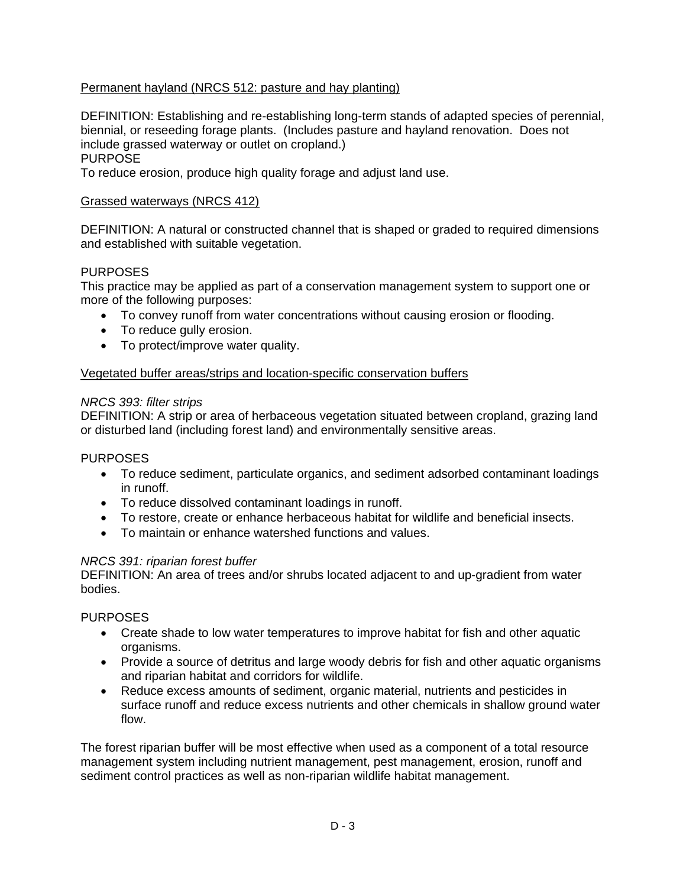Permanent hayland (NRCS 512: pasture and hay planting)

DEFINITION: Establishing and re-establishing long-term stands of adapted species of perennial, biennial, or reseeding forage plants. (Includes pasture and hayland renovation. Does not include grassed waterway or outlet on cropland.)
PURPOSE
To reduce erosion, produce high quality forage and adjust land use.

Grassed waterways (NRCS 412)

DEFINITION: A natural or constructed channel that is shaped or graded to required dimensions and established with suitable vegetation.

PURPOSES
This practice may be applied as part of a conservation management system to support one or more of the following purposes:

- To convey runoff from water concentrations without causing erosion or flooding.
- To reduce gully erosion.
- To protect/improve water quality.

Vegetated buffer areas/strips and location-specific conservation buffers

*NRCS 393: filter strips*
DEFINITION: A strip or area of herbaceous vegetation situated between cropland, grazing land or disturbed land (including forest land) and environmentally sensitive areas.

PURPOSES

- To reduce sediment, particulate organics, and sediment adsorbed contaminant loadings in runoff.
- To reduce dissolved contaminant loadings in runoff.
- To restore, create or enhance herbaceous habitat for wildlife and beneficial insects.
- To maintain or enhance watershed functions and values.

*NRCS 391: riparian forest buffer*
DEFINITION: An area of trees and/or shrubs located adjacent to and up-gradient from water bodies.

PURPOSES

- Create shade to low water temperatures to improve habitat for fish and other aquatic organisms.
- Provide a source of detritus and large woody debris for fish and other aquatic organisms and riparian habitat and corridors for wildlife.
- Reduce excess amounts of sediment, organic material, nutrients and pesticides in surface runoff and reduce excess nutrients and other chemicals in shallow ground water flow.

The forest riparian buffer will be most effective when used as a component of a total resource management system including nutrient management, pest management, erosion, runoff and sediment control practices as well as non-riparian wildlife habitat management.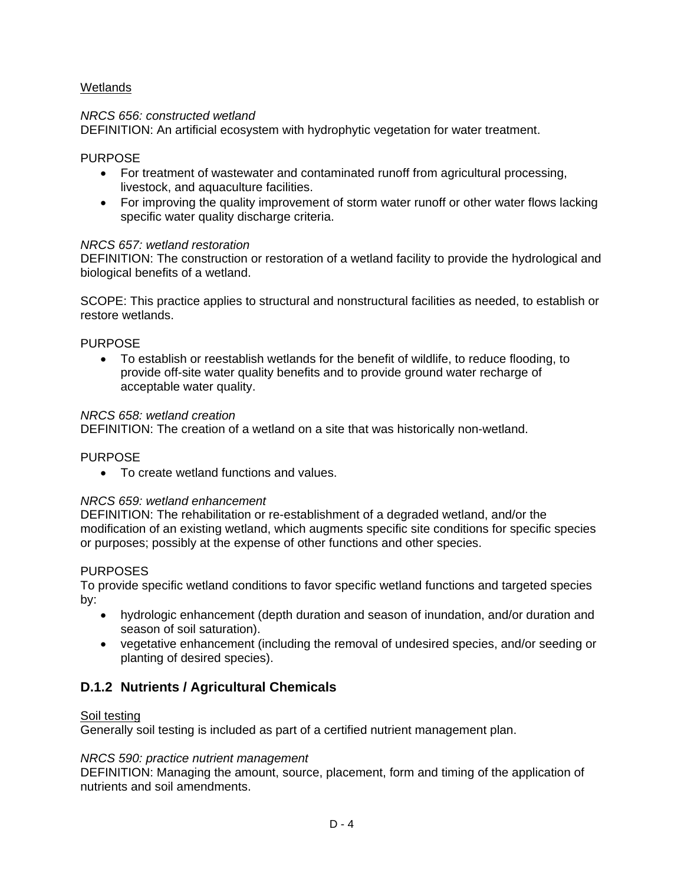Wetlands

*NRCS 656: constructed wetland*
DEFINITION: An artificial ecosystem with hydrophytic vegetation for water treatment.

PURPOSE

- For treatment of wastewater and contaminated runoff from agricultural processing, livestock, and aquaculture facilities.
- For improving the quality improvement of storm water runoff or other water flows lacking specific water quality discharge criteria.

*NRCS 657: wetland restoration*
DEFINITION: The construction or restoration of a wetland facility to provide the hydrological and biological benefits of a wetland.

SCOPE: This practice applies to structural and nonstructural facilities as needed, to establish or restore wetlands.

PURPOSE

- To establish or reestablish wetlands for the benefit of wildlife, to reduce flooding, to provide off-site water quality benefits and to provide ground water recharge of acceptable water quality.

*NRCS 658: wetland creation*
DEFINITION: The creation of a wetland on a site that was historically non-wetland.

PURPOSE

- To create wetland functions and values.

*NRCS 659: wetland enhancement*
DEFINITION: The rehabilitation or re-establishment of a degraded wetland, and/or the modification of an existing wetland, which augments specific site conditions for specific species or purposes; possibly at the expense of other functions and other species.

PURPOSES
To provide specific wetland conditions to favor specific wetland functions and targeted species by:

- hydrologic enhancement (depth duration and season of inundation, and/or duration and season of soil saturation).
- vegetative enhancement (including the removal of undesired species, and/or seeding or planting of desired species).

### D.1.2 Nutrients / Agricultural Chemicals

Soil testing
Generally soil testing is included as part of a certified nutrient management plan.

*NRCS 590: practice nutrient management*
DEFINITION: Managing the amount, source, placement, form and timing of the application of nutrients and soil amendments.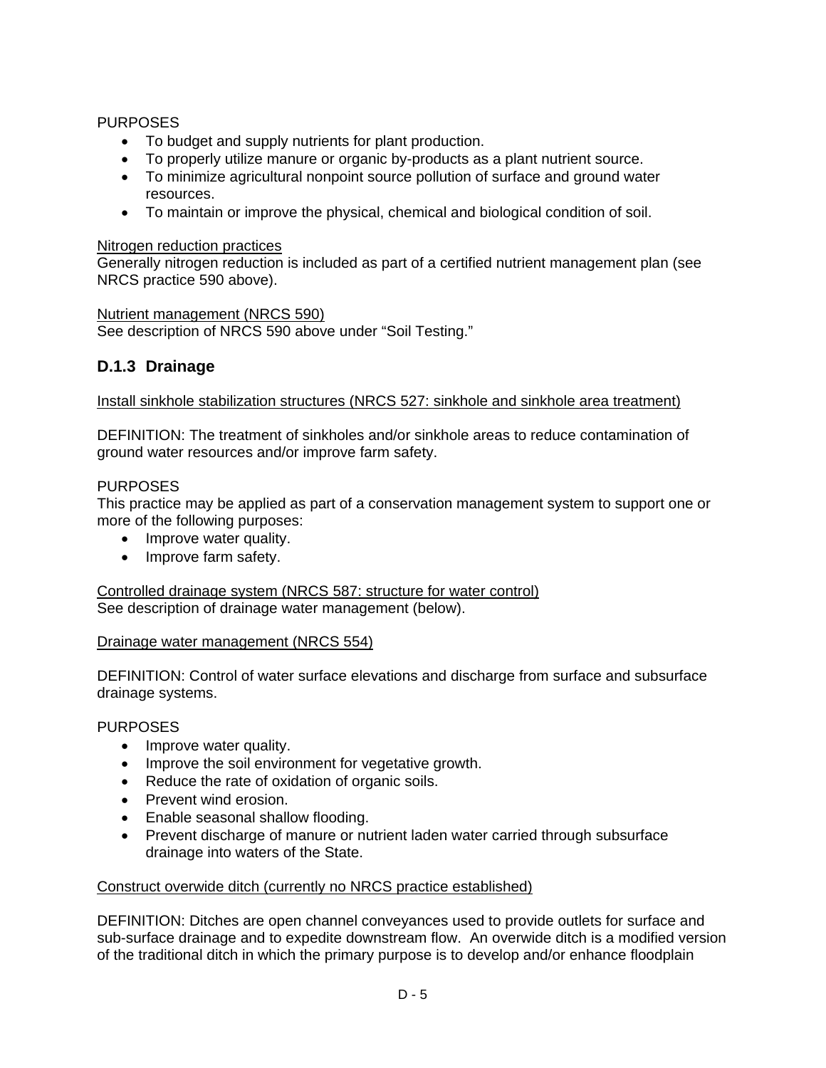PURPOSES

- To budget and supply nutrients for plant production.
- To properly utilize manure or organic by-products as a plant nutrient source.
- To minimize agricultural nonpoint source pollution of surface and ground water resources.
- To maintain or improve the physical, chemical and biological condition of soil.

<u>Nitrogen reduction practices</u>
Generally nitrogen reduction is included as part of a certified nutrient management plan (see NRCS practice 590 above).

<u>Nutrient management (NRCS 590)</u>
See description of NRCS 590 above under "Soil Testing."

### D.1.3 Drainage

<u>Install sinkhole stabilization structures (NRCS 527: sinkhole and sinkhole area treatment)</u>

DEFINITION: The treatment of sinkholes and/or sinkhole areas to reduce contamination of ground water resources and/or improve farm safety.

PURPOSES
This practice may be applied as part of a conservation management system to support one or more of the following purposes:

- Improve water quality.
- Improve farm safety.

<u>Controlled drainage system (NRCS 587: structure for water control)</u>
See description of drainage water management (below).

<u>Drainage water management (NRCS 554)</u>

DEFINITION: Control of water surface elevations and discharge from surface and subsurface drainage systems.

PURPOSES

- Improve water quality.
- Improve the soil environment for vegetative growth.
- Reduce the rate of oxidation of organic soils.
- Prevent wind erosion.
- Enable seasonal shallow flooding.
- Prevent discharge of manure or nutrient laden water carried through subsurface drainage into waters of the State.

<u>Construct overwide ditch (currently no NRCS practice established)</u>

DEFINITION: Ditches are open channel conveyances used to provide outlets for surface and sub-surface drainage and to expedite downstream flow. An overwide ditch is a modified version of the traditional ditch in which the primary purpose is to develop and/or enhance floodplain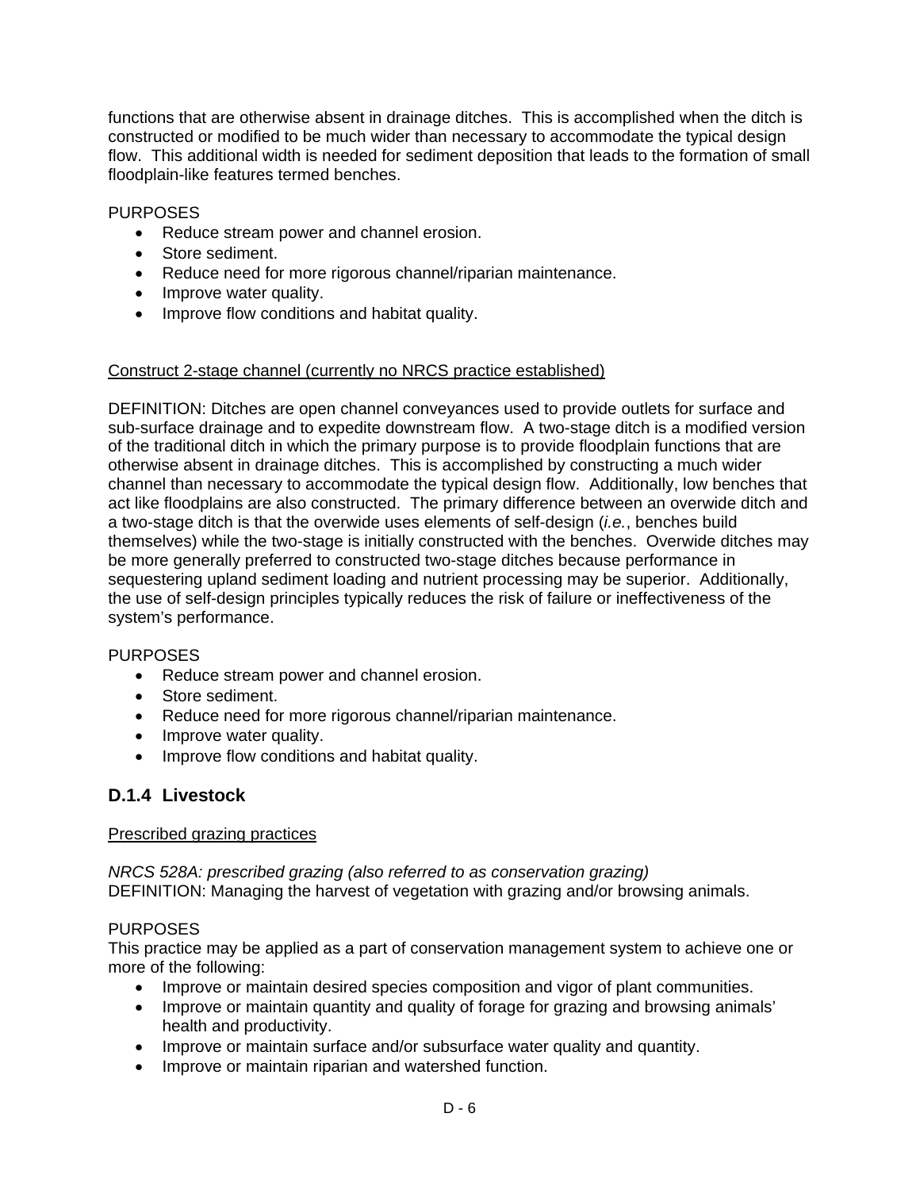functions that are otherwise absent in drainage ditches. This is accomplished when the ditch is constructed or modified to be much wider than necessary to accommodate the typical design flow. This additional width is needed for sediment deposition that leads to the formation of small floodplain-like features termed benches.

PURPOSES

- Reduce stream power and channel erosion.
- Store sediment.
- Reduce need for more rigorous channel/riparian maintenance.
- Improve water quality.
- Improve flow conditions and habitat quality.

Construct 2-stage channel (currently no NRCS practice established)

DEFINITION: Ditches are open channel conveyances used to provide outlets for surface and sub-surface drainage and to expedite downstream flow. A two-stage ditch is a modified version of the traditional ditch in which the primary purpose is to provide floodplain functions that are otherwise absent in drainage ditches. This is accomplished by constructing a much wider channel than necessary to accommodate the typical design flow. Additionally, low benches that act like floodplains are also constructed. The primary difference between an overwide ditch and a two-stage ditch is that the overwide uses elements of self-design (*i.e.*, benches build themselves) while the two-stage is initially constructed with the benches. Overwide ditches may be more generally preferred to constructed two-stage ditches because performance in sequestering upland sediment loading and nutrient processing may be superior. Additionally, the use of self-design principles typically reduces the risk of failure or ineffectiveness of the system's performance.

PURPOSES

- Reduce stream power and channel erosion.
- Store sediment.
- Reduce need for more rigorous channel/riparian maintenance.
- Improve water quality.
- Improve flow conditions and habitat quality.

### D.1.4 Livestock

Prescribed grazing practices

*NRCS 528A: prescribed grazing (also referred to as conservation grazing)*
DEFINITION: Managing the harvest of vegetation with grazing and/or browsing animals.

PURPOSES
This practice may be applied as a part of conservation management system to achieve one or more of the following:

- Improve or maintain desired species composition and vigor of plant communities.
- Improve or maintain quantity and quality of forage for grazing and browsing animals' health and productivity.
- Improve or maintain surface and/or subsurface water quality and quantity.
- Improve or maintain riparian and watershed function.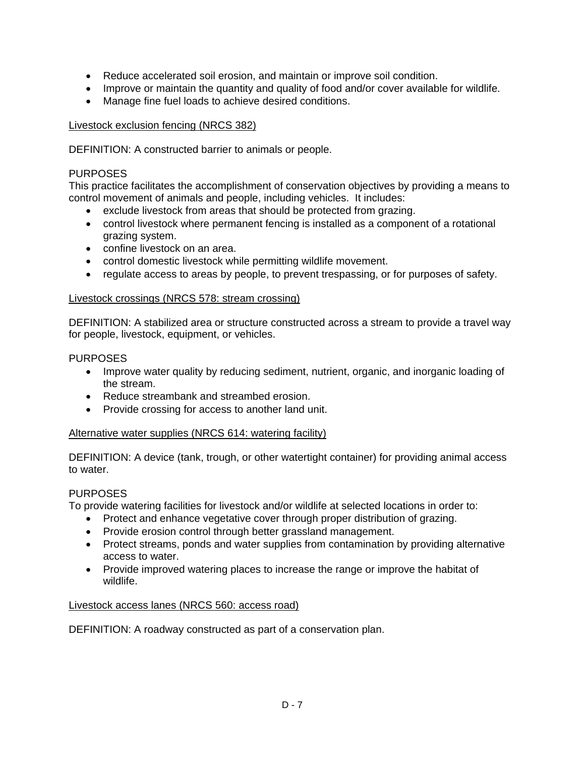- Reduce accelerated soil erosion, and maintain or improve soil condition.
- Improve or maintain the quantity and quality of food and/or cover available for wildlife.
- Manage fine fuel loads to achieve desired conditions.

<u>Livestock exclusion fencing (NRCS 382)</u>

DEFINITION: A constructed barrier to animals or people.

PURPOSES

This practice facilitates the accomplishment of conservation objectives by providing a means to control movement of animals and people, including vehicles. It includes:

- exclude livestock from areas that should be protected from grazing.
- control livestock where permanent fencing is installed as a component of a rotational grazing system.
- confine livestock on an area.
- control domestic livestock while permitting wildlife movement.
- regulate access to areas by people, to prevent trespassing, or for purposes of safety.

<u>Livestock crossings (NRCS 578: stream crossing)</u>

DEFINITION: A stabilized area or structure constructed across a stream to provide a travel way for people, livestock, equipment, or vehicles.

PURPOSES

- Improve water quality by reducing sediment, nutrient, organic, and inorganic loading of the stream.
- Reduce streambank and streambed erosion.
- Provide crossing for access to another land unit.

<u>Alternative water supplies (NRCS 614: watering facility)</u>

DEFINITION: A device (tank, trough, or other watertight container) for providing animal access to water.

PURPOSES

To provide watering facilities for livestock and/or wildlife at selected locations in order to:

- Protect and enhance vegetative cover through proper distribution of grazing.
- Provide erosion control through better grassland management.
- Protect streams, ponds and water supplies from contamination by providing alternative access to water.
- Provide improved watering places to increase the range or improve the habitat of wildlife.

<u>Livestock access lanes (NRCS 560: access road)</u>

DEFINITION: A roadway constructed as part of a conservation plan.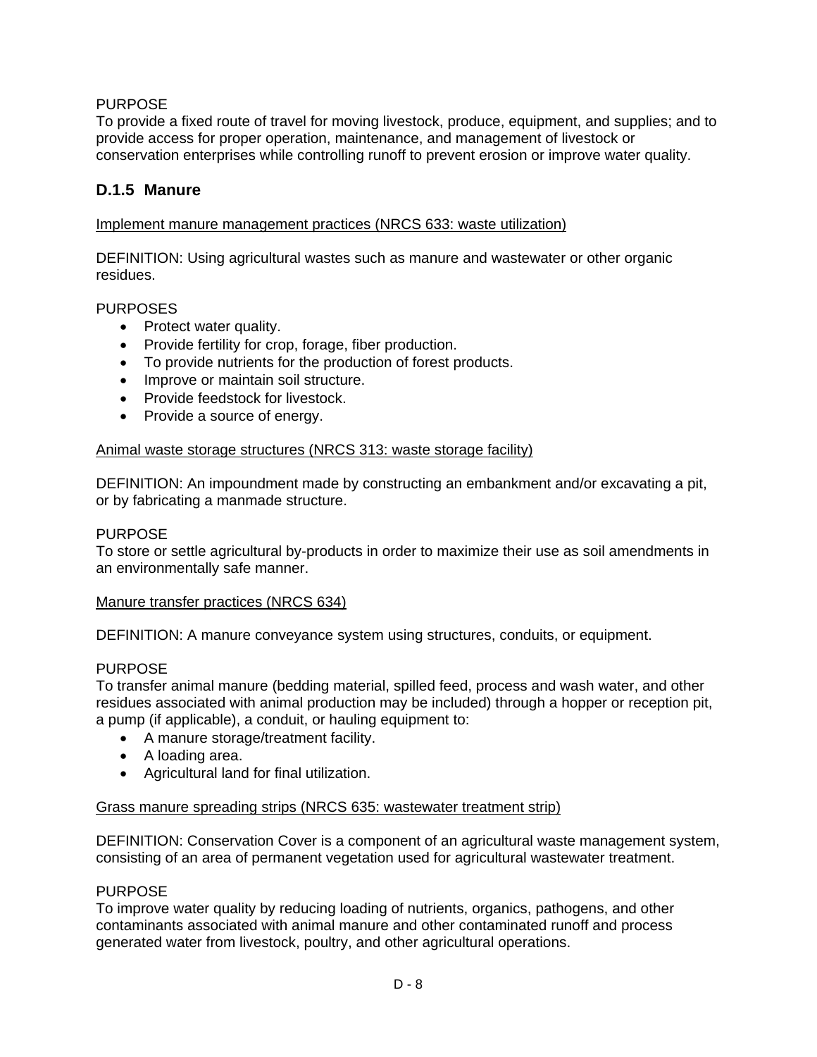PURPOSE
To provide a fixed route of travel for moving livestock, produce, equipment, and supplies; and to provide access for proper operation, maintenance, and management of livestock or conservation enterprises while controlling runoff to prevent erosion or improve water quality.

### D.1.5 Manure

<u>Implement manure management practices (NRCS 633: waste utilization)</u>

DEFINITION: Using agricultural wastes such as manure and wastewater or other organic residues.

PURPOSES

- Protect water quality.
- Provide fertility for crop, forage, fiber production.
- To provide nutrients for the production of forest products.
- Improve or maintain soil structure.
- Provide feedstock for livestock.
- Provide a source of energy.

<u>Animal waste storage structures (NRCS 313: waste storage facility)</u>

DEFINITION: An impoundment made by constructing an embankment and/or excavating a pit, or by fabricating a manmade structure.

PURPOSE
To store or settle agricultural by-products in order to maximize their use as soil amendments in an environmentally safe manner.

<u>Manure transfer practices (NRCS 634)</u>

DEFINITION: A manure conveyance system using structures, conduits, or equipment.

PURPOSE
To transfer animal manure (bedding material, spilled feed, process and wash water, and other residues associated with animal production may be included) through a hopper or reception pit, a pump (if applicable), a conduit, or hauling equipment to:

- A manure storage/treatment facility.
- A loading area.
- Agricultural land for final utilization.

<u>Grass manure spreading strips (NRCS 635: wastewater treatment strip)</u>

DEFINITION: Conservation Cover is a component of an agricultural waste management system, consisting of an area of permanent vegetation used for agricultural wastewater treatment.

PURPOSE
To improve water quality by reducing loading of nutrients, organics, pathogens, and other contaminants associated with animal manure and other contaminated runoff and process generated water from livestock, poultry, and other agricultural operations.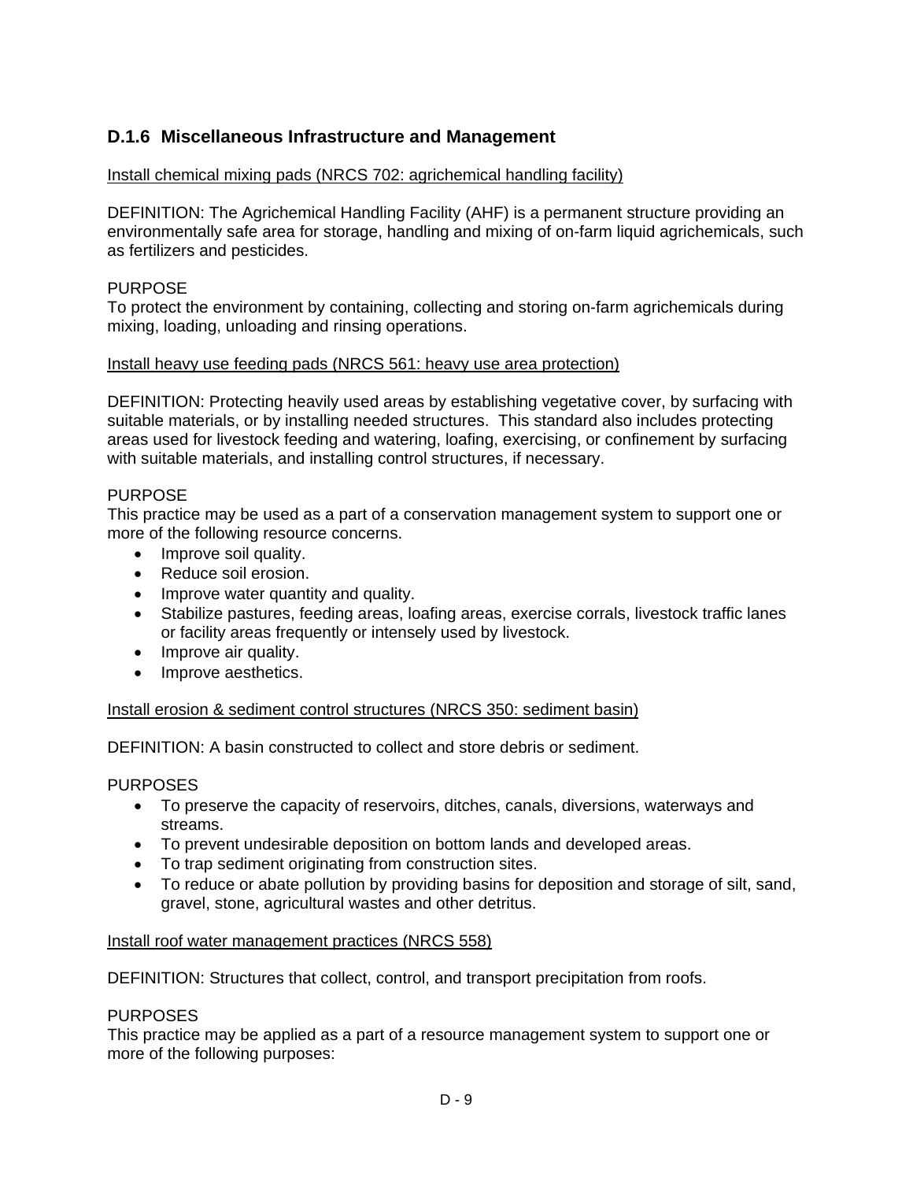### D.1.6 Miscellaneous Infrastructure and Management

<u>Install chemical mixing pads (NRCS 702: agrichemical handling facility)</u>

DEFINITION: The Agrichemical Handling Facility (AHF) is a permanent structure providing an environmentally safe area for storage, handling and mixing of on-farm liquid agrichemicals, such as fertilizers and pesticides.

PURPOSE
To protect the environment by containing, collecting and storing on-farm agrichemicals during mixing, loading, unloading and rinsing operations.

<u>Install heavy use feeding pads (NRCS 561: heavy use area protection)</u>

DEFINITION: Protecting heavily used areas by establishing vegetative cover, by surfacing with suitable materials, or by installing needed structures. This standard also includes protecting areas used for livestock feeding and watering, loafing, exercising, or confinement by surfacing with suitable materials, and installing control structures, if necessary.

PURPOSE
This practice may be used as a part of a conservation management system to support one or more of the following resource concerns.

- Improve soil quality.
- Reduce soil erosion.
- Improve water quantity and quality.
- Stabilize pastures, feeding areas, loafing areas, exercise corrals, livestock traffic lanes or facility areas frequently or intensely used by livestock.
- Improve air quality.
- Improve aesthetics.

<u>Install erosion & sediment control structures (NRCS 350: sediment basin)</u>

DEFINITION: A basin constructed to collect and store debris or sediment.

PURPOSES

- To preserve the capacity of reservoirs, ditches, canals, diversions, waterways and streams.
- To prevent undesirable deposition on bottom lands and developed areas.
- To trap sediment originating from construction sites.
- To reduce or abate pollution by providing basins for deposition and storage of silt, sand, gravel, stone, agricultural wastes and other detritus.

<u>Install roof water management practices (NRCS 558)</u>

DEFINITION: Structures that collect, control, and transport precipitation from roofs.

PURPOSES
This practice may be applied as a part of a resource management system to support one or more of the following purposes: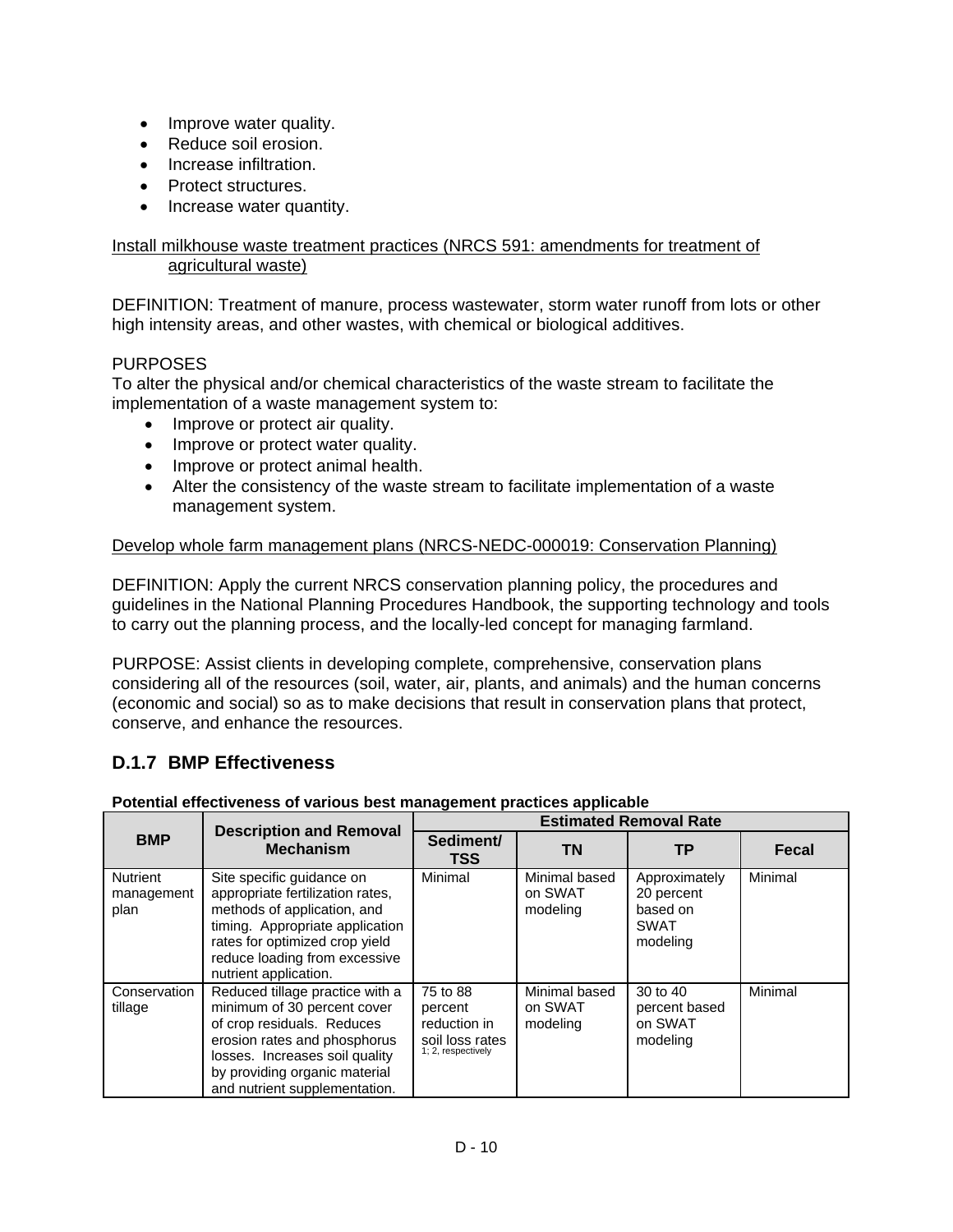- Improve water quality.
- Reduce soil erosion.
- Increase infiltration.
- Protect structures.
- Increase water quantity.

Install milkhouse waste treatment practices (NRCS 591: amendments for treatment of agricultural waste)

DEFINITION: Treatment of manure, process wastewater, storm water runoff from lots or other high intensity areas, and other wastes, with chemical or biological additives.

PURPOSES

To alter the physical and/or chemical characteristics of the waste stream to facilitate the implementation of a waste management system to:

- Improve or protect air quality.
- Improve or protect water quality.
- Improve or protect animal health.
- Alter the consistency of the waste stream to facilitate implementation of a waste management system.

Develop whole farm management plans (NRCS-NEDC-000019: Conservation Planning)

DEFINITION: Apply the current NRCS conservation planning policy, the procedures and guidelines in the National Planning Procedures Handbook, the supporting technology and tools to carry out the planning process, and the locally-led concept for managing farmland.

PURPOSE: Assist clients in developing complete, comprehensive, conservation plans considering all of the resources (soil, water, air, plants, and animals) and the human concerns (economic and social) so as to make decisions that result in conservation plans that protect, conserve, and enhance the resources.

## D.1.7 BMP Effectiveness

**Potential effectiveness of various best management practices applicable**

| BMP | Description and Removal Mechanism | Estimated Removal Rate | | | |
|---|---|---|---|---|---|
| | | Sediment/ TSS | TN | TP | Fecal |
| Nutrient management plan | Site specific guidance on appropriate fertilization rates, methods of application, and timing. Appropriate application rates for optimized crop yield reduce loading from excessive nutrient application. | Minimal | Minimal based on SWAT modeling | Approximately 20 percent based on SWAT modeling | Minimal |
| Conservation tillage | Reduced tillage practice with a minimum of 30 percent cover of crop residuals. Reduces erosion rates and phosphorus losses. Increases soil quality by providing organic material and nutrient supplementation. | 75 to 88 percent reduction in soil loss rates [1; 2, respectively] | Minimal based on SWAT modeling | 30 to 40 percent based on SWAT modeling | Minimal |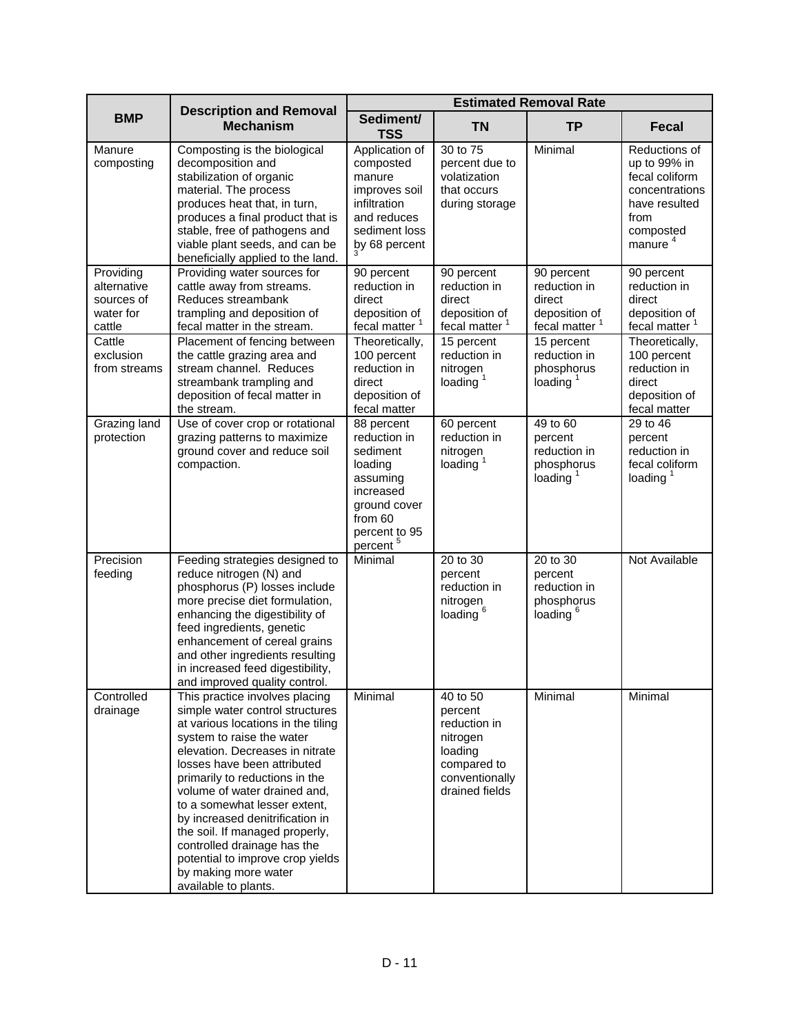| BMP | Description and Removal Mechanism | Estimated Removal Rate | | | |
|---|---|---|---|---|---|
| | | Sediment/ TSS | TN | TP | Fecal |
| Manure composting | Composting is the biological decomposition and stabilization of organic material. The process produces heat that, in turn, produces a final product that is stable, free of pathogens and viable plant seeds, and can be beneficially applied to the land. | Application of composted manure improves soil infiltration and reduces sediment loss by 68 percent [3] | 30 to 75 percent due to volatization that occurs during storage | Minimal | Reductions of up to 99% in fecal coliform concentrations have resulted from composted manure [4] |
| Providing alternative sources of water for cattle | Providing water sources for cattle away from streams. Reduces streambank trampling and deposition of fecal matter in the stream. | 90 percent reduction in direct deposition of fecal matter [1] | 90 percent reduction in direct deposition of fecal matter [1] | 90 percent reduction in direct deposition of fecal matter [1] | 90 percent reduction in direct deposition of fecal matter [1] |
| Cattle exclusion from streams | Placement of fencing between the cattle grazing area and stream channel. Reduces streambank trampling and deposition of fecal matter in the stream. | Theoretically, 100 percent reduction in direct deposition of fecal matter | 15 percent reduction in nitrogen loading [1] | 15 percent reduction in phosphorus loading [1] | Theoretically, 100 percent reduction in direct deposition of fecal matter |
| Grazing land protection | Use of cover crop or rotational grazing patterns to maximize ground cover and reduce soil compaction. | 88 percent reduction in sediment loading assuming increased ground cover from 60 percent to 95 percent [5] | 60 percent reduction in nitrogen loading [1] | 49 to 60 percent reduction in phosphorus loading [1] | 29 to 46 percent reduction in fecal coliform loading [1] |
| Precision feeding | Feeding strategies designed to reduce nitrogen (N) and phosphorus (P) losses include more precise diet formulation, enhancing the digestibility of feed ingredients, genetic enhancement of cereal grains and other ingredients resulting in increased feed digestibility, and improved quality control. | Minimal | 20 to 30 percent reduction in nitrogen loading [6] | 20 to 30 percent reduction in phosphorus loading [6] | Not Available |
| Controlled drainage | This practice involves placing simple water control structures at various locations in the tiling system to raise the water elevation. Decreases in nitrate losses have been attributed primarily to reductions in the volume of water drained and, to a somewhat lesser extent, by increased denitrification in the soil. If managed properly, controlled drainage has the potential to improve crop yields by making more water available to plants. | Minimal | 40 to 50 percent reduction in nitrogen loading compared to conventionally drained fields | Minimal | Minimal |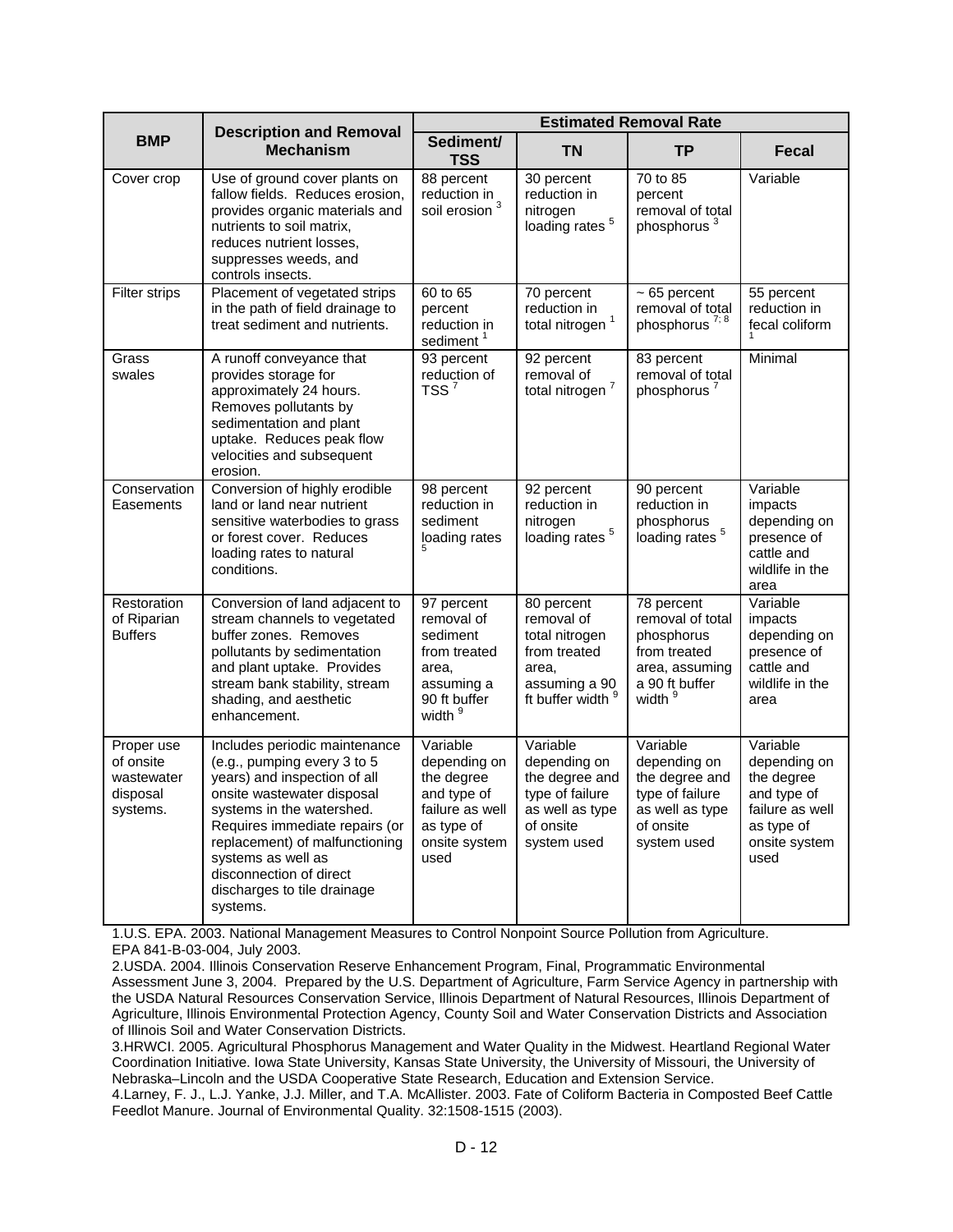| BMP | Description and Removal Mechanism | Estimated Removal Rate | | | |
|---|---|---|---|---|---|
| | | Sediment/ TSS | TN | TP | Fecal |
| Cover crop | Use of ground cover plants on fallow fields. Reduces erosion, provides organic materials and nutrients to soil matrix, reduces nutrient losses, suppresses weeds, and controls insects. | 88 percent reduction in soil erosion [3] | 30 percent reduction in nitrogen loading rates [5] | 70 to 85 percent removal of total phosphorus [3] | Variable |
| Filter strips | Placement of vegetated strips in the path of field drainage to treat sediment and nutrients. | 60 to 65 percent reduction in sediment [1] | 70 percent reduction in total nitrogen [1] | ~ 65 percent removal of total phosphorus [7; 8] | 55 percent reduction in fecal coliform [1] |
| Grass swales | A runoff conveyance that provides storage for approximately 24 hours. Removes pollutants by sedimentation and plant uptake. Reduces peak flow velocities and subsequent erosion. | 93 percent reduction of TSS [7] | 92 percent removal of total nitrogen [7] | 83 percent removal of total phosphorus [7] | Minimal |
| Conservation Easements | Conversion of highly erodible land or land near nutrient sensitive waterbodies to grass or forest cover. Reduces loading rates to natural conditions. | 98 percent reduction in sediment loading rates [5] | 92 percent reduction in nitrogen loading rates [5] | 90 percent reduction in phosphorus loading rates [5] | Variable impacts depending on presence of cattle and wildlife in the area |
| Restoration of Riparian Buffers | Conversion of land adjacent to stream channels to vegetated buffer zones. Removes pollutants by sedimentation and plant uptake. Provides stream bank stability, stream shading, and aesthetic enhancement. | 97 percent removal of sediment from treated area, assuming a 90 ft buffer width [9] | 80 percent removal of total nitrogen from treated area, assuming a 90 ft buffer width [9] | 78 percent removal of total phosphorus from treated area, assuming a 90 ft buffer width [9] | Variable impacts depending on presence of cattle and wildlife in the area |
| Proper use of onsite wastewater disposal systems. | Includes periodic maintenance (e.g., pumping every 3 to 5 years) and inspection of all onsite wastewater disposal systems in the watershed. Requires immediate repairs (or replacement) of malfunctioning systems as well as disconnection of direct discharges to tile drainage systems. | Variable depending on the degree and type of failure as well as type of onsite system used | Variable depending on the degree and type of failure as well as type of onsite system used | Variable depending on the degree and type of failure as well as type of onsite system used | Variable depending on the degree and type of failure as well as type of onsite system used |

1.U.S. EPA. 2003. National Management Measures to Control Nonpoint Source Pollution from Agriculture. EPA 841-B-03-004, July 2003.

2.USDA. 2004. Illinois Conservation Reserve Enhancement Program, Final, Programmatic Environmental Assessment June 3, 2004. Prepared by the U.S. Department of Agriculture, Farm Service Agency in partnership with the USDA Natural Resources Conservation Service, Illinois Department of Natural Resources, Illinois Department of Agriculture, Illinois Environmental Protection Agency, County Soil and Water Conservation Districts and Association of Illinois Soil and Water Conservation Districts.

3.HRWCI. 2005. Agricultural Phosphorus Management and Water Quality in the Midwest. Heartland Regional Water Coordination Initiative. Iowa State University, Kansas State University, the University of Missouri, the University of Nebraska–Lincoln and the USDA Cooperative State Research, Education and Extension Service.

4.Larney, F. J., L.J. Yanke, J.J. Miller, and T.A. McAllister. 2003. Fate of Coliform Bacteria in Composted Beef Cattle Feedlot Manure. Journal of Environmental Quality. 32:1508-1515 (2003).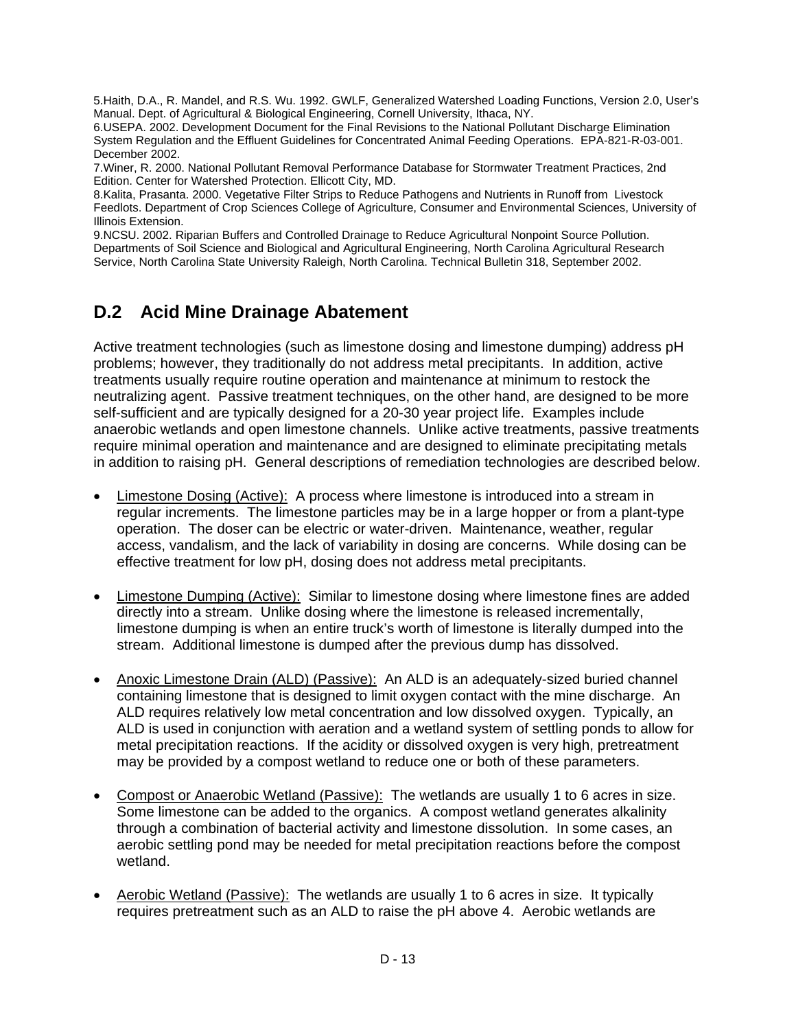5.Haith, D.A., R. Mandel, and R.S. Wu. 1992. GWLF, Generalized Watershed Loading Functions, Version 2.0, User's Manual. Dept. of Agricultural & Biological Engineering, Cornell University, Ithaca, NY.
6.USEPA. 2002. Development Document for the Final Revisions to the National Pollutant Discharge Elimination System Regulation and the Effluent Guidelines for Concentrated Animal Feeding Operations. EPA-821-R-03-001. December 2002.
7.Winer, R. 2000. National Pollutant Removal Performance Database for Stormwater Treatment Practices, 2nd Edition. Center for Watershed Protection. Ellicott City, MD.
8.Kalita, Prasanta. 2000. Vegetative Filter Strips to Reduce Pathogens and Nutrients in Runoff from Livestock Feedlots. Department of Crop Sciences College of Agriculture, Consumer and Environmental Sciences, University of Illinois Extension.
9.NCSU. 2002. Riparian Buffers and Controlled Drainage to Reduce Agricultural Nonpoint Source Pollution. Departments of Soil Science and Biological and Agricultural Engineering, North Carolina Agricultural Research Service, North Carolina State University Raleigh, North Carolina. Technical Bulletin 318, September 2002.

## D.2 Acid Mine Drainage Abatement

Active treatment technologies (such as limestone dosing and limestone dumping) address pH problems; however, they traditionally do not address metal precipitants. In addition, active treatments usually require routine operation and maintenance at minimum to restock the neutralizing agent. Passive treatment techniques, on the other hand, are designed to be more self-sufficient and are typically designed for a 20-30 year project life. Examples include anaerobic wetlands and open limestone channels. Unlike active treatments, passive treatments require minimal operation and maintenance and are designed to eliminate precipitating metals in addition to raising pH. General descriptions of remediation technologies are described below.

- Limestone Dosing (Active): A process where limestone is introduced into a stream in regular increments. The limestone particles may be in a large hopper or from a plant-type operation. The doser can be electric or water-driven. Maintenance, weather, regular access, vandalism, and the lack of variability in dosing are concerns. While dosing can be effective treatment for low pH, dosing does not address metal precipitants.

- Limestone Dumping (Active): Similar to limestone dosing where limestone fines are added directly into a stream. Unlike dosing where the limestone is released incrementally, limestone dumping is when an entire truck's worth of limestone is literally dumped into the stream. Additional limestone is dumped after the previous dump has dissolved.

- Anoxic Limestone Drain (ALD) (Passive): An ALD is an adequately-sized buried channel containing limestone that is designed to limit oxygen contact with the mine discharge. An ALD requires relatively low metal concentration and low dissolved oxygen. Typically, an ALD is used in conjunction with aeration and a wetland system of settling ponds to allow for metal precipitation reactions. If the acidity or dissolved oxygen is very high, pretreatment may be provided by a compost wetland to reduce one or both of these parameters.

- Compost or Anaerobic Wetland (Passive): The wetlands are usually 1 to 6 acres in size. Some limestone can be added to the organics. A compost wetland generates alkalinity through a combination of bacterial activity and limestone dissolution. In some cases, an aerobic settling pond may be needed for metal precipitation reactions before the compost wetland.

- Aerobic Wetland (Passive): The wetlands are usually 1 to 6 acres in size. It typically requires pretreatment such as an ALD to raise the pH above 4. Aerobic wetlands are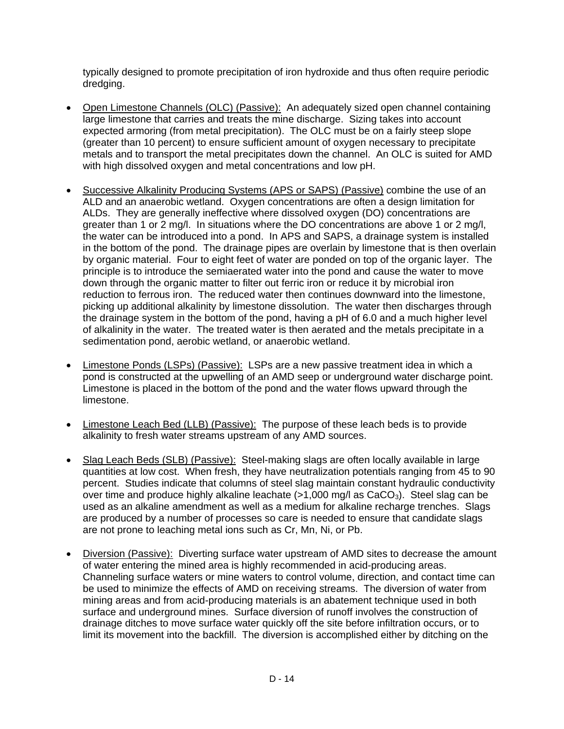typically designed to promote precipitation of iron hydroxide and thus often require periodic dredging.

- Open Limestone Channels (OLC) (Passive): An adequately sized open channel containing large limestone that carries and treats the mine discharge. Sizing takes into account expected armoring (from metal precipitation). The OLC must be on a fairly steep slope (greater than 10 percent) to ensure sufficient amount of oxygen necessary to precipitate metals and to transport the metal precipitates down the channel. An OLC is suited for AMD with high dissolved oxygen and metal concentrations and low pH.

- Successive Alkalinity Producing Systems (APS or SAPS) (Passive) combine the use of an ALD and an anaerobic wetland. Oxygen concentrations are often a design limitation for ALDs. They are generally ineffective where dissolved oxygen (DO) concentrations are greater than 1 or 2 mg/l. In situations where the DO concentrations are above 1 or 2 mg/l, the water can be introduced into a pond. In APS and SAPS, a drainage system is installed in the bottom of the pond. The drainage pipes are overlain by limestone that is then overlain by organic material. Four to eight feet of water are ponded on top of the organic layer. The principle is to introduce the semiaerated water into the pond and cause the water to move down through the organic matter to filter out ferric iron or reduce it by microbial iron reduction to ferrous iron. The reduced water then continues downward into the limestone, picking up additional alkalinity by limestone dissolution. The water then discharges through the drainage system in the bottom of the pond, having a pH of 6.0 and a much higher level of alkalinity in the water. The treated water is then aerated and the metals precipitate in a sedimentation pond, aerobic wetland, or anaerobic wetland.

- Limestone Ponds (LSPs) (Passive): LSPs are a new passive treatment idea in which a pond is constructed at the upwelling of an AMD seep or underground water discharge point. Limestone is placed in the bottom of the pond and the water flows upward through the limestone.

- Limestone Leach Bed (LLB) (Passive): The purpose of these leach beds is to provide alkalinity to fresh water streams upstream of any AMD sources.

- Slag Leach Beds (SLB) (Passive): Steel-making slags are often locally available in large quantities at low cost. When fresh, they have neutralization potentials ranging from 45 to 90 percent. Studies indicate that columns of steel slag maintain constant hydraulic conductivity over time and produce highly alkaline leachate (>1,000 mg/l as $CaCO_3$). Steel slag can be used as an alkaline amendment as well as a medium for alkaline recharge trenches. Slags are produced by a number of processes so care is needed to ensure that candidate slags are not prone to leaching metal ions such as Cr, Mn, Ni, or Pb.

- Diversion (Passive): Diverting surface water upstream of AMD sites to decrease the amount of water entering the mined area is highly recommended in acid-producing areas. Channeling surface waters or mine waters to control volume, direction, and contact time can be used to minimize the effects of AMD on receiving streams. The diversion of water from mining areas and from acid-producing materials is an abatement technique used in both surface and underground mines. Surface diversion of runoff involves the construction of drainage ditches to move surface water quickly off the site before infiltration occurs, or to limit its movement into the backfill. The diversion is accomplished either by ditching on the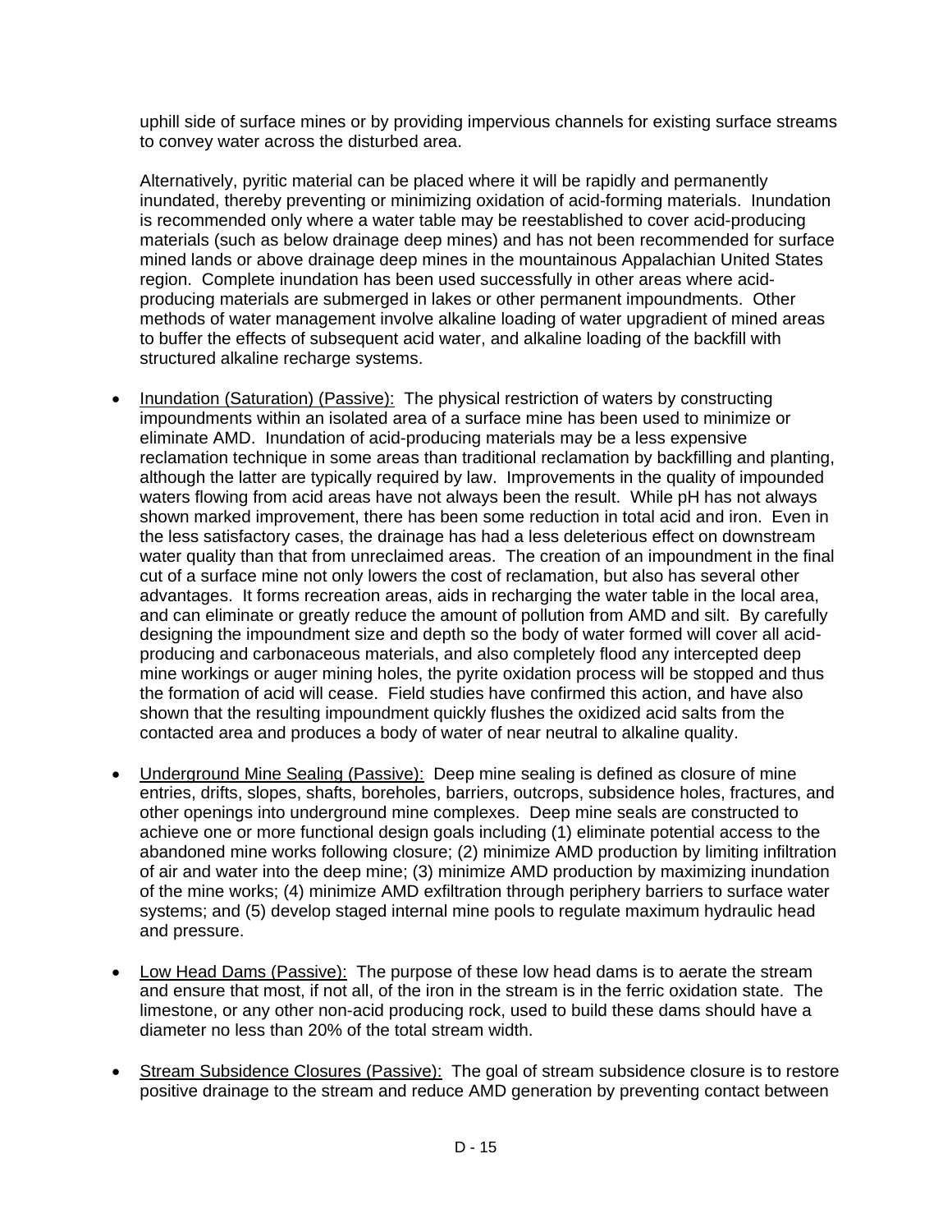uphill side of surface mines or by providing impervious channels for existing surface streams to convey water across the disturbed area.

Alternatively, pyritic material can be placed where it will be rapidly and permanently inundated, thereby preventing or minimizing oxidation of acid-forming materials. Inundation is recommended only where a water table may be reestablished to cover acid-producing materials (such as below drainage deep mines) and has not been recommended for surface mined lands or above drainage deep mines in the mountainous Appalachian United States region. Complete inundation has been used successfully in other areas where acid-producing materials are submerged in lakes or other permanent impoundments. Other methods of water management involve alkaline loading of water upgradient of mined areas to buffer the effects of subsequent acid water, and alkaline loading of the backfill with structured alkaline recharge systems.

- Inundation (Saturation) (Passive): The physical restriction of waters by constructing impoundments within an isolated area of a surface mine has been used to minimize or eliminate AMD. Inundation of acid-producing materials may be a less expensive reclamation technique in some areas than traditional reclamation by backfilling and planting, although the latter are typically required by law. Improvements in the quality of impounded waters flowing from acid areas have not always been the result. While pH has not always shown marked improvement, there has been some reduction in total acid and iron. Even in the less satisfactory cases, the drainage has had a less deleterious effect on downstream water quality than that from unreclaimed areas. The creation of an impoundment in the final cut of a surface mine not only lowers the cost of reclamation, but also has several other advantages. It forms recreation areas, aids in recharging the water table in the local area, and can eliminate or greatly reduce the amount of pollution from AMD and silt. By carefully designing the impoundment size and depth so the body of water formed will cover all acid-producing and carbonaceous materials, and also completely flood any intercepted deep mine workings or auger mining holes, the pyrite oxidation process will be stopped and thus the formation of acid will cease. Field studies have confirmed this action, and have also shown that the resulting impoundment quickly flushes the oxidized acid salts from the contacted area and produces a body of water of near neutral to alkaline quality.

- Underground Mine Sealing (Passive): Deep mine sealing is defined as closure of mine entries, drifts, slopes, shafts, boreholes, barriers, outcrops, subsidence holes, fractures, and other openings into underground mine complexes. Deep mine seals are constructed to achieve one or more functional design goals including (1) eliminate potential access to the abandoned mine works following closure; (2) minimize AMD production by limiting infiltration of air and water into the deep mine; (3) minimize AMD production by maximizing inundation of the mine works; (4) minimize AMD exfiltration through periphery barriers to surface water systems; and (5) develop staged internal mine pools to regulate maximum hydraulic head and pressure.

- Low Head Dams (Passive): The purpose of these low head dams is to aerate the stream and ensure that most, if not all, of the iron in the stream is in the ferric oxidation state. The limestone, or any other non-acid producing rock, used to build these dams should have a diameter no less than 20% of the total stream width.

- Stream Subsidence Closures (Passive): The goal of stream subsidence closure is to restore positive drainage to the stream and reduce AMD generation by preventing contact between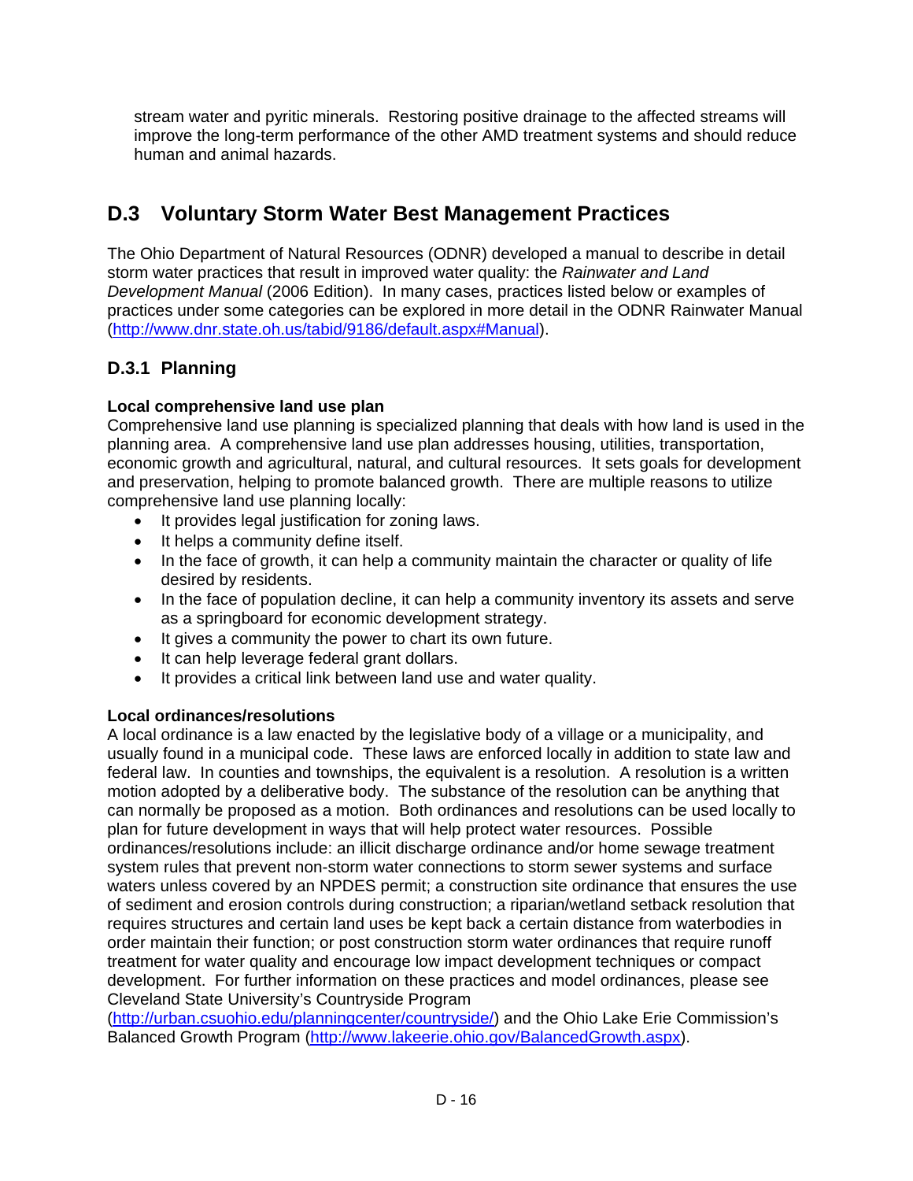stream water and pyritic minerals. Restoring positive drainage to the affected streams will improve the long-term performance of the other AMD treatment systems and should reduce human and animal hazards.

## D.3 Voluntary Storm Water Best Management Practices

The Ohio Department of Natural Resources (ODNR) developed a manual to describe in detail storm water practices that result in improved water quality: the *Rainwater and Land Development Manual* (2006 Edition). In many cases, practices listed below or examples of practices under some categories can be explored in more detail in the ODNR Rainwater Manual (http://www.dnr.state.oh.us/tabid/9186/default.aspx#Manual).

### D.3.1 Planning

**Local comprehensive land use plan**
Comprehensive land use planning is specialized planning that deals with how land is used in the planning area. A comprehensive land use plan addresses housing, utilities, transportation, economic growth and agricultural, natural, and cultural resources. It sets goals for development and preservation, helping to promote balanced growth. There are multiple reasons to utilize comprehensive land use planning locally:

- It provides legal justification for zoning laws.
- It helps a community define itself.
- In the face of growth, it can help a community maintain the character or quality of life desired by residents.
- In the face of population decline, it can help a community inventory its assets and serve as a springboard for economic development strategy.
- It gives a community the power to chart its own future.
- It can help leverage federal grant dollars.
- It provides a critical link between land use and water quality.

**Local ordinances/resolutions**
A local ordinance is a law enacted by the legislative body of a village or a municipality, and usually found in a municipal code. These laws are enforced locally in addition to state law and federal law. In counties and townships, the equivalent is a resolution. A resolution is a written motion adopted by a deliberative body. The substance of the resolution can be anything that can normally be proposed as a motion. Both ordinances and resolutions can be used locally to plan for future development in ways that will help protect water resources. Possible ordinances/resolutions include: an illicit discharge ordinance and/or home sewage treatment system rules that prevent non-storm water connections to storm sewer systems and surface waters unless covered by an NPDES permit; a construction site ordinance that ensures the use of sediment and erosion controls during construction; a riparian/wetland setback resolution that requires structures and certain land uses be kept back a certain distance from waterbodies in order maintain their function; or post construction storm water ordinances that require runoff treatment for water quality and encourage low impact development techniques or compact development. For further information on these practices and model ordinances, please see Cleveland State University's Countryside Program (http://urban.csuohio.edu/planningcenter/countryside/) and the Ohio Lake Erie Commission's Balanced Growth Program (http://www.lakeerie.ohio.gov/BalancedGrowth.aspx).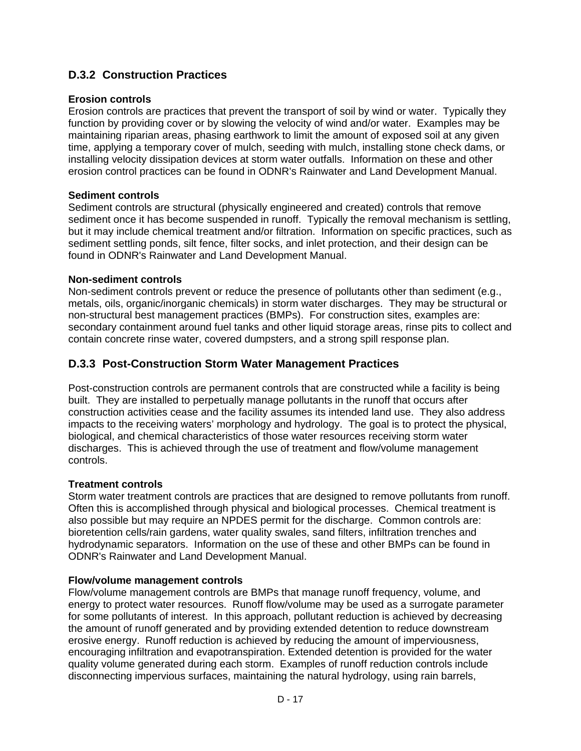## D.3.2 Construction Practices

**Erosion controls**
Erosion controls are practices that prevent the transport of soil by wind or water. Typically they function by providing cover or by slowing the velocity of wind and/or water. Examples may be maintaining riparian areas, phasing earthwork to limit the amount of exposed soil at any given time, applying a temporary cover of mulch, seeding with mulch, installing stone check dams, or installing velocity dissipation devices at storm water outfalls. Information on these and other erosion control practices can be found in ODNR's Rainwater and Land Development Manual.

**Sediment controls**
Sediment controls are structural (physically engineered and created) controls that remove sediment once it has become suspended in runoff. Typically the removal mechanism is settling, but it may include chemical treatment and/or filtration. Information on specific practices, such as sediment settling ponds, silt fence, filter socks, and inlet protection, and their design can be found in ODNR's Rainwater and Land Development Manual.

**Non-sediment controls**
Non-sediment controls prevent or reduce the presence of pollutants other than sediment (e.g., metals, oils, organic/inorganic chemicals) in storm water discharges. They may be structural or non-structural best management practices (BMPs). For construction sites, examples are: secondary containment around fuel tanks and other liquid storage areas, rinse pits to collect and contain concrete rinse water, covered dumpsters, and a strong spill response plan.

## D.3.3 Post-Construction Storm Water Management Practices

Post-construction controls are permanent controls that are constructed while a facility is being built. They are installed to perpetually manage pollutants in the runoff that occurs after construction activities cease and the facility assumes its intended land use. They also address impacts to the receiving waters' morphology and hydrology. The goal is to protect the physical, biological, and chemical characteristics of those water resources receiving storm water discharges. This is achieved through the use of treatment and flow/volume management controls.

**Treatment controls**
Storm water treatment controls are practices that are designed to remove pollutants from runoff. Often this is accomplished through physical and biological processes. Chemical treatment is also possible but may require an NPDES permit for the discharge. Common controls are: bioretention cells/rain gardens, water quality swales, sand filters, infiltration trenches and hydrodynamic separators. Information on the use of these and other BMPs can be found in ODNR's Rainwater and Land Development Manual.

**Flow/volume management controls**
Flow/volume management controls are BMPs that manage runoff frequency, volume, and energy to protect water resources. Runoff flow/volume may be used as a surrogate parameter for some pollutants of interest. In this approach, pollutant reduction is achieved by decreasing the amount of runoff generated and by providing extended detention to reduce downstream erosive energy. Runoff reduction is achieved by reducing the amount of imperviousness, encouraging infiltration and evapotranspiration. Extended detention is provided for the water quality volume generated during each storm. Examples of runoff reduction controls include disconnecting impervious surfaces, maintaining the natural hydrology, using rain barrels,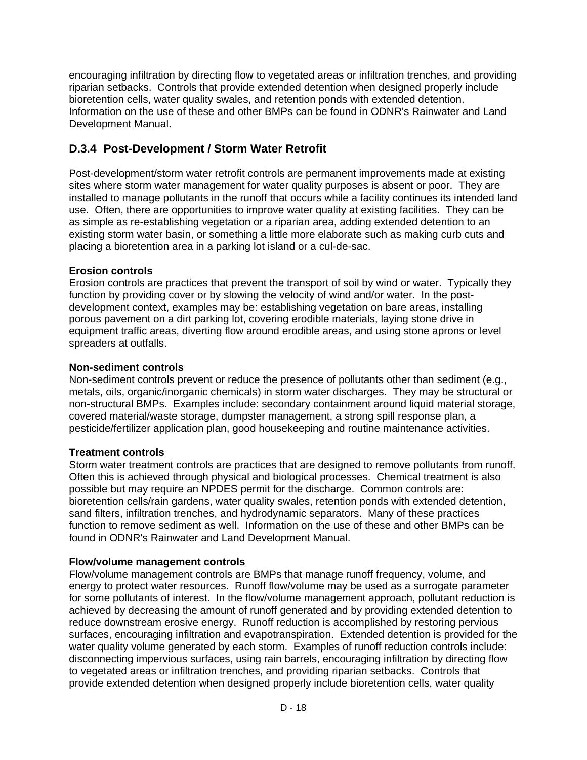encouraging infiltration by directing flow to vegetated areas or infiltration trenches, and providing riparian setbacks. Controls that provide extended detention when designed properly include bioretention cells, water quality swales, and retention ponds with extended detention. Information on the use of these and other BMPs can be found in ODNR's Rainwater and Land Development Manual.

### D.3.4 Post-Development / Storm Water Retrofit

Post-development/storm water retrofit controls are permanent improvements made at existing sites where storm water management for water quality purposes is absent or poor. They are installed to manage pollutants in the runoff that occurs while a facility continues its intended land use. Often, there are opportunities to improve water quality at existing facilities. They can be as simple as re-establishing vegetation or a riparian area, adding extended detention to an existing storm water basin, or something a little more elaborate such as making curb cuts and placing a bioretention area in a parking lot island or a cul-de-sac.

**Erosion controls**
Erosion controls are practices that prevent the transport of soil by wind or water. Typically they function by providing cover or by slowing the velocity of wind and/or water. In the post-development context, examples may be: establishing vegetation on bare areas, installing porous pavement on a dirt parking lot, covering erodible materials, laying stone drive in equipment traffic areas, diverting flow around erodible areas, and using stone aprons or level spreaders at outfalls.

**Non-sediment controls**
Non-sediment controls prevent or reduce the presence of pollutants other than sediment (e.g., metals, oils, organic/inorganic chemicals) in storm water discharges. They may be structural or non-structural BMPs. Examples include: secondary containment around liquid material storage, covered material/waste storage, dumpster management, a strong spill response plan, a pesticide/fertilizer application plan, good housekeeping and routine maintenance activities.

**Treatment controls**
Storm water treatment controls are practices that are designed to remove pollutants from runoff. Often this is achieved through physical and biological processes. Chemical treatment is also possible but may require an NPDES permit for the discharge. Common controls are: bioretention cells/rain gardens, water quality swales, retention ponds with extended detention, sand filters, infiltration trenches, and hydrodynamic separators. Many of these practices function to remove sediment as well. Information on the use of these and other BMPs can be found in ODNR's Rainwater and Land Development Manual.

**Flow/volume management controls**
Flow/volume management controls are BMPs that manage runoff frequency, volume, and energy to protect water resources. Runoff flow/volume may be used as a surrogate parameter for some pollutants of interest. In the flow/volume management approach, pollutant reduction is achieved by decreasing the amount of runoff generated and by providing extended detention to reduce downstream erosive energy. Runoff reduction is accomplished by restoring pervious surfaces, encouraging infiltration and evapotranspiration. Extended detention is provided for the water quality volume generated by each storm. Examples of runoff reduction controls include: disconnecting impervious surfaces, using rain barrels, encouraging infiltration by directing flow to vegetated areas or infiltration trenches, and providing riparian setbacks. Controls that provide extended detention when designed properly include bioretention cells, water quality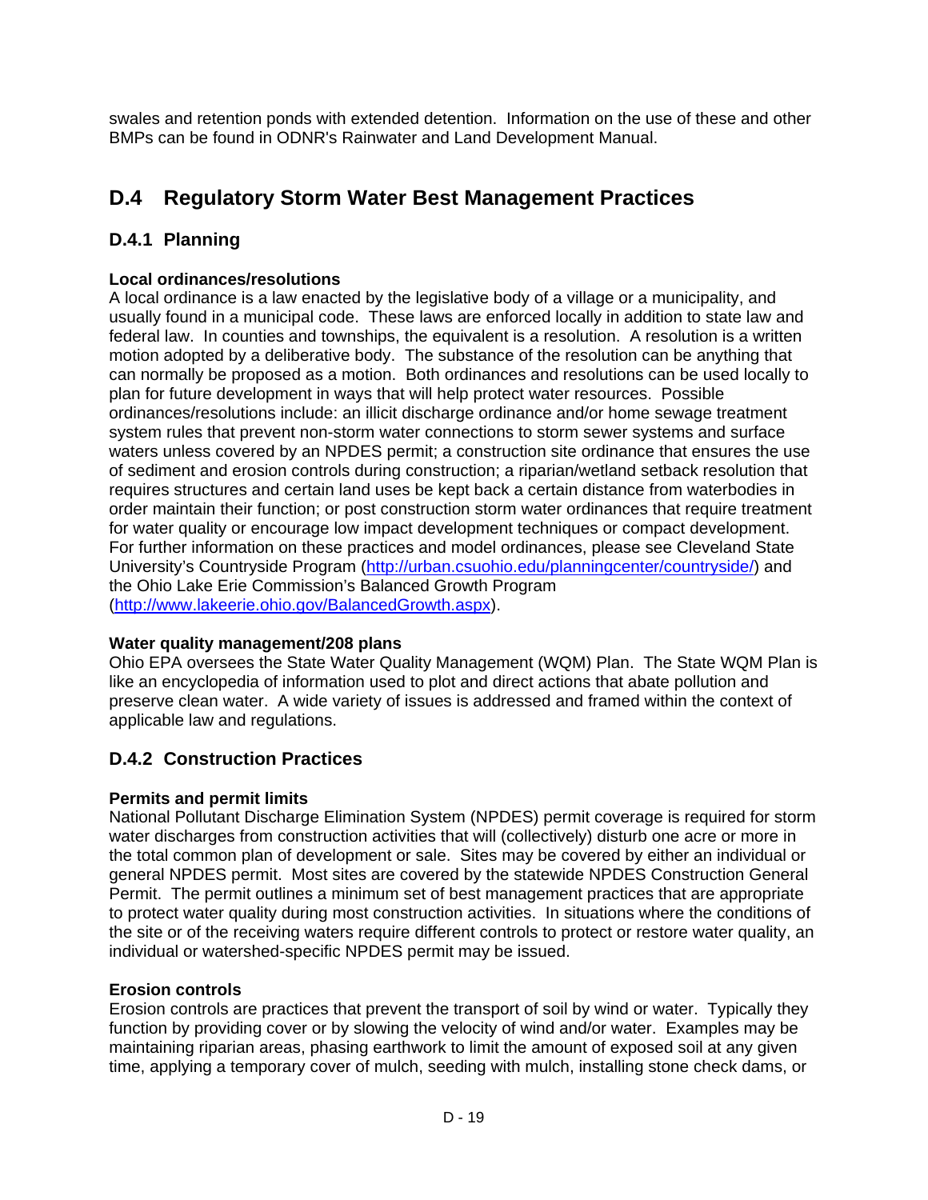swales and retention ponds with extended detention. Information on the use of these and other BMPs can be found in ODNR's Rainwater and Land Development Manual.

## D.4 Regulatory Storm Water Best Management Practices

### D.4.1 Planning

**Local ordinances/resolutions**

A local ordinance is a law enacted by the legislative body of a village or a municipality, and usually found in a municipal code. These laws are enforced locally in addition to state law and federal law. In counties and townships, the equivalent is a resolution. A resolution is a written motion adopted by a deliberative body. The substance of the resolution can be anything that can normally be proposed as a motion. Both ordinances and resolutions can be used locally to plan for future development in ways that will help protect water resources. Possible ordinances/resolutions include: an illicit discharge ordinance and/or home sewage treatment system rules that prevent non-storm water connections to storm sewer systems and surface waters unless covered by an NPDES permit; a construction site ordinance that ensures the use of sediment and erosion controls during construction; a riparian/wetland setback resolution that requires structures and certain land uses be kept back a certain distance from waterbodies in order maintain their function; or post construction storm water ordinances that require treatment for water quality or encourage low impact development techniques or compact development. For further information on these practices and model ordinances, please see Cleveland State University's Countryside Program (http://urban.csuohio.edu/planningcenter/countryside/) and the Ohio Lake Erie Commission's Balanced Growth Program (http://www.lakeerie.ohio.gov/BalancedGrowth.aspx).

**Water quality management/208 plans**

Ohio EPA oversees the State Water Quality Management (WQM) Plan. The State WQM Plan is like an encyclopedia of information used to plot and direct actions that abate pollution and preserve clean water. A wide variety of issues is addressed and framed within the context of applicable law and regulations.

### D.4.2 Construction Practices

**Permits and permit limits**

National Pollutant Discharge Elimination System (NPDES) permit coverage is required for storm water discharges from construction activities that will (collectively) disturb one acre or more in the total common plan of development or sale. Sites may be covered by either an individual or general NPDES permit. Most sites are covered by the statewide NPDES Construction General Permit. The permit outlines a minimum set of best management practices that are appropriate to protect water quality during most construction activities. In situations where the conditions of the site or of the receiving waters require different controls to protect or restore water quality, an individual or watershed-specific NPDES permit may be issued.

**Erosion controls**

Erosion controls are practices that prevent the transport of soil by wind or water. Typically they function by providing cover or by slowing the velocity of wind and/or water. Examples may be maintaining riparian areas, phasing earthwork to limit the amount of exposed soil at any given time, applying a temporary cover of mulch, seeding with mulch, installing stone check dams, or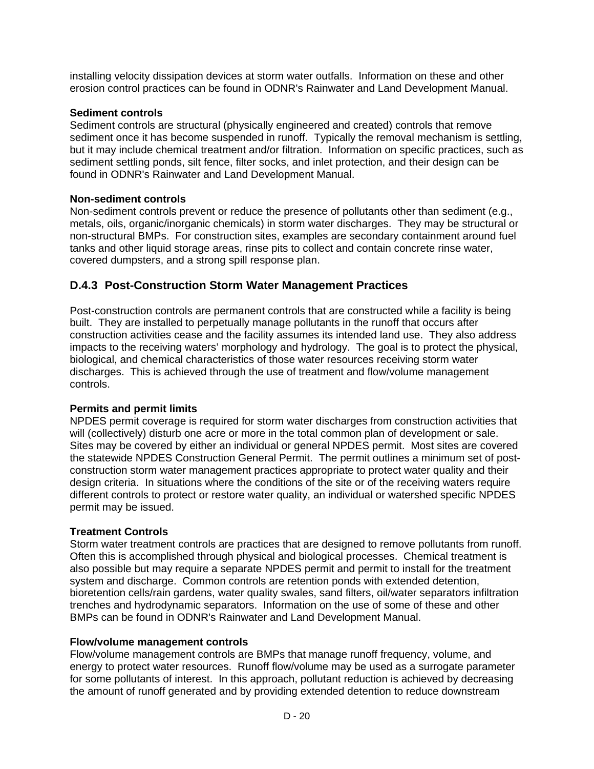installing velocity dissipation devices at storm water outfalls. Information on these and other erosion control practices can be found in ODNR's Rainwater and Land Development Manual.

**Sediment controls**
Sediment controls are structural (physically engineered and created) controls that remove sediment once it has become suspended in runoff. Typically the removal mechanism is settling, but it may include chemical treatment and/or filtration. Information on specific practices, such as sediment settling ponds, silt fence, filter socks, and inlet protection, and their design can be found in ODNR's Rainwater and Land Development Manual.

**Non-sediment controls**
Non-sediment controls prevent or reduce the presence of pollutants other than sediment (e.g., metals, oils, organic/inorganic chemicals) in storm water discharges. They may be structural or non-structural BMPs. For construction sites, examples are secondary containment around fuel tanks and other liquid storage areas, rinse pits to collect and contain concrete rinse water, covered dumpsters, and a strong spill response plan.

### D.4.3 Post-Construction Storm Water Management Practices

Post-construction controls are permanent controls that are constructed while a facility is being built. They are installed to perpetually manage pollutants in the runoff that occurs after construction activities cease and the facility assumes its intended land use. They also address impacts to the receiving waters' morphology and hydrology. The goal is to protect the physical, biological, and chemical characteristics of those water resources receiving storm water discharges. This is achieved through the use of treatment and flow/volume management controls.

**Permits and permit limits**
NPDES permit coverage is required for storm water discharges from construction activities that will (collectively) disturb one acre or more in the total common plan of development or sale. Sites may be covered by either an individual or general NPDES permit. Most sites are covered the statewide NPDES Construction General Permit. The permit outlines a minimum set of post-construction storm water management practices appropriate to protect water quality and their design criteria. In situations where the conditions of the site or of the receiving waters require different controls to protect or restore water quality, an individual or watershed specific NPDES permit may be issued.

**Treatment Controls**
Storm water treatment controls are practices that are designed to remove pollutants from runoff. Often this is accomplished through physical and biological processes. Chemical treatment is also possible but may require a separate NPDES permit and permit to install for the treatment system and discharge. Common controls are retention ponds with extended detention, bioretention cells/rain gardens, water quality swales, sand filters, oil/water separators infiltration trenches and hydrodynamic separators. Information on the use of some of these and other BMPs can be found in ODNR's Rainwater and Land Development Manual.

**Flow/volume management controls**
Flow/volume management controls are BMPs that manage runoff frequency, volume, and energy to protect water resources. Runoff flow/volume may be used as a surrogate parameter for some pollutants of interest. In this approach, pollutant reduction is achieved by decreasing the amount of runoff generated and by providing extended detention to reduce downstream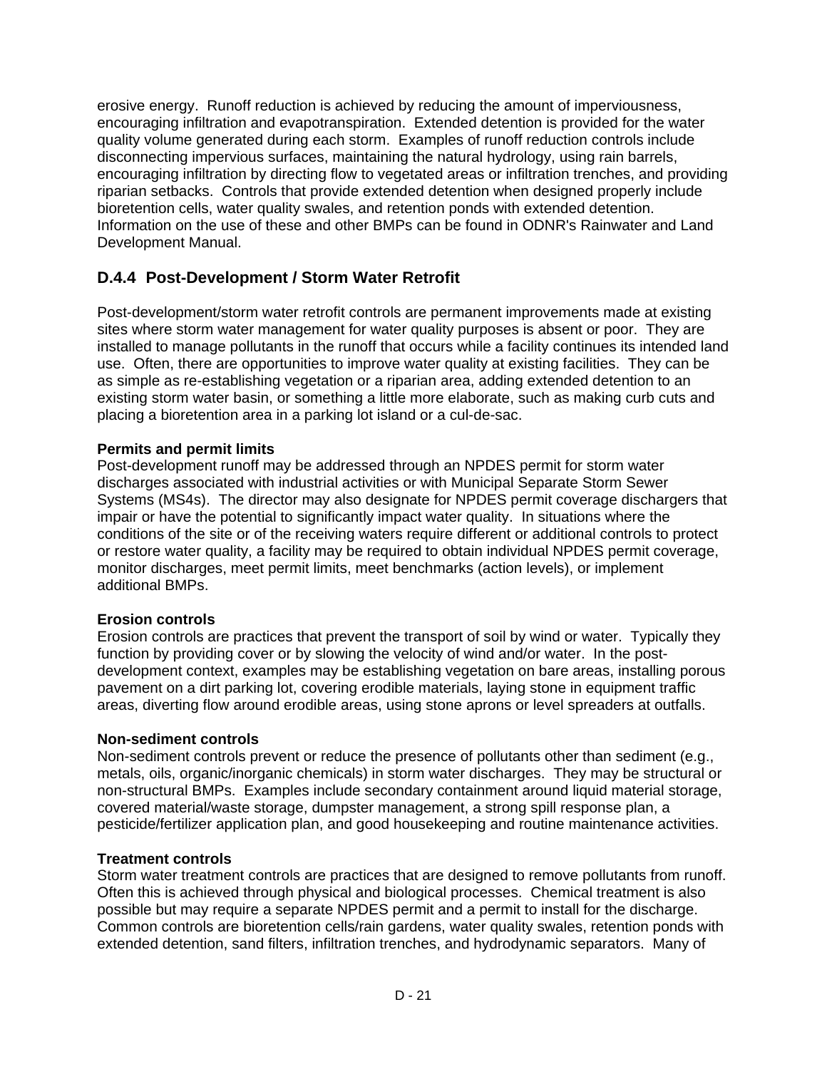erosive energy. Runoff reduction is achieved by reducing the amount of imperviousness, encouraging infiltration and evapotranspiration. Extended detention is provided for the water quality volume generated during each storm. Examples of runoff reduction controls include disconnecting impervious surfaces, maintaining the natural hydrology, using rain barrels, encouraging infiltration by directing flow to vegetated areas or infiltration trenches, and providing riparian setbacks. Controls that provide extended detention when designed properly include bioretention cells, water quality swales, and retention ponds with extended detention. Information on the use of these and other BMPs can be found in ODNR's Rainwater and Land Development Manual.

### D.4.4 Post-Development / Storm Water Retrofit

Post-development/storm water retrofit controls are permanent improvements made at existing sites where storm water management for water quality purposes is absent or poor. They are installed to manage pollutants in the runoff that occurs while a facility continues its intended land use. Often, there are opportunities to improve water quality at existing facilities. They can be as simple as re-establishing vegetation or a riparian area, adding extended detention to an existing storm water basin, or something a little more elaborate, such as making curb cuts and placing a bioretention area in a parking lot island or a cul-de-sac.

**Permits and permit limits**
Post-development runoff may be addressed through an NPDES permit for storm water discharges associated with industrial activities or with Municipal Separate Storm Sewer Systems (MS4s). The director may also designate for NPDES permit coverage dischargers that impair or have the potential to significantly impact water quality. In situations where the conditions of the site or of the receiving waters require different or additional controls to protect or restore water quality, a facility may be required to obtain individual NPDES permit coverage, monitor discharges, meet permit limits, meet benchmarks (action levels), or implement additional BMPs.

**Erosion controls**
Erosion controls are practices that prevent the transport of soil by wind or water. Typically they function by providing cover or by slowing the velocity of wind and/or water. In the post-development context, examples may be establishing vegetation on bare areas, installing porous pavement on a dirt parking lot, covering erodible materials, laying stone in equipment traffic areas, diverting flow around erodible areas, using stone aprons or level spreaders at outfalls.

**Non-sediment controls**
Non-sediment controls prevent or reduce the presence of pollutants other than sediment (e.g., metals, oils, organic/inorganic chemicals) in storm water discharges. They may be structural or non-structural BMPs. Examples include secondary containment around liquid material storage, covered material/waste storage, dumpster management, a strong spill response plan, a pesticide/fertilizer application plan, and good housekeeping and routine maintenance activities.

**Treatment controls**
Storm water treatment controls are practices that are designed to remove pollutants from runoff. Often this is achieved through physical and biological processes. Chemical treatment is also possible but may require a separate NPDES permit and a permit to install for the discharge. Common controls are bioretention cells/rain gardens, water quality swales, retention ponds with extended detention, sand filters, infiltration trenches, and hydrodynamic separators. Many of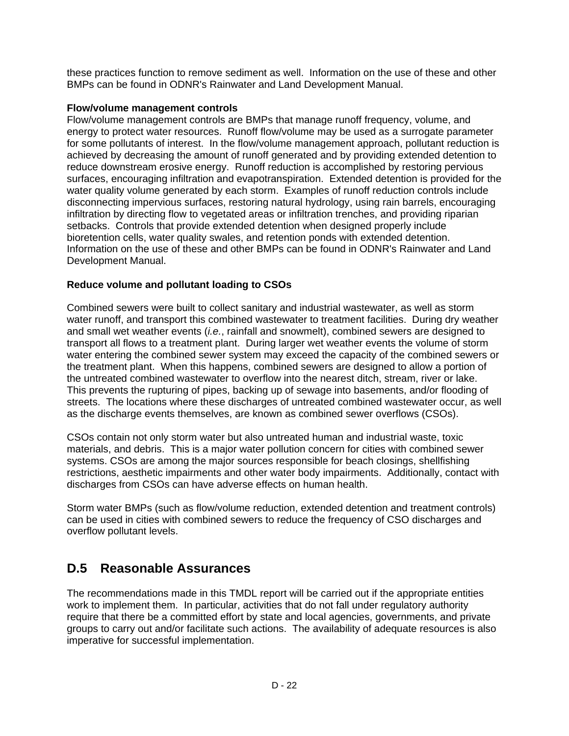these practices function to remove sediment as well. Information on the use of these and other BMPs can be found in ODNR's Rainwater and Land Development Manual.

**Flow/volume management controls**

Flow/volume management controls are BMPs that manage runoff frequency, volume, and energy to protect water resources. Runoff flow/volume may be used as a surrogate parameter for some pollutants of interest. In the flow/volume management approach, pollutant reduction is achieved by decreasing the amount of runoff generated and by providing extended detention to reduce downstream erosive energy. Runoff reduction is accomplished by restoring pervious surfaces, encouraging infiltration and evapotranspiration. Extended detention is provided for the water quality volume generated by each storm. Examples of runoff reduction controls include disconnecting impervious surfaces, restoring natural hydrology, using rain barrels, encouraging infiltration by directing flow to vegetated areas or infiltration trenches, and providing riparian setbacks. Controls that provide extended detention when designed properly include bioretention cells, water quality swales, and retention ponds with extended detention. Information on the use of these and other BMPs can be found in ODNR's Rainwater and Land Development Manual.

**Reduce volume and pollutant loading to CSOs**

Combined sewers were built to collect sanitary and industrial wastewater, as well as storm water runoff, and transport this combined wastewater to treatment facilities. During dry weather and small wet weather events (*i.e.*, rainfall and snowmelt), combined sewers are designed to transport all flows to a treatment plant. During larger wet weather events the volume of storm water entering the combined sewer system may exceed the capacity of the combined sewers or the treatment plant. When this happens, combined sewers are designed to allow a portion of the untreated combined wastewater to overflow into the nearest ditch, stream, river or lake. This prevents the rupturing of pipes, backing up of sewage into basements, and/or flooding of streets. The locations where these discharges of untreated combined wastewater occur, as well as the discharge events themselves, are known as combined sewer overflows (CSOs).

CSOs contain not only storm water but also untreated human and industrial waste, toxic materials, and debris. This is a major water pollution concern for cities with combined sewer systems. CSOs are among the major sources responsible for beach closings, shellfishing restrictions, aesthetic impairments and other water body impairments. Additionally, contact with discharges from CSOs can have adverse effects on human health.

Storm water BMPs (such as flow/volume reduction, extended detention and treatment controls) can be used in cities with combined sewers to reduce the frequency of CSO discharges and overflow pollutant levels.

## D.5 Reasonable Assurances

The recommendations made in this TMDL report will be carried out if the appropriate entities work to implement them. In particular, activities that do not fall under regulatory authority require that there be a committed effort by state and local agencies, governments, and private groups to carry out and/or facilitate such actions. The availability of adequate resources is also imperative for successful implementation.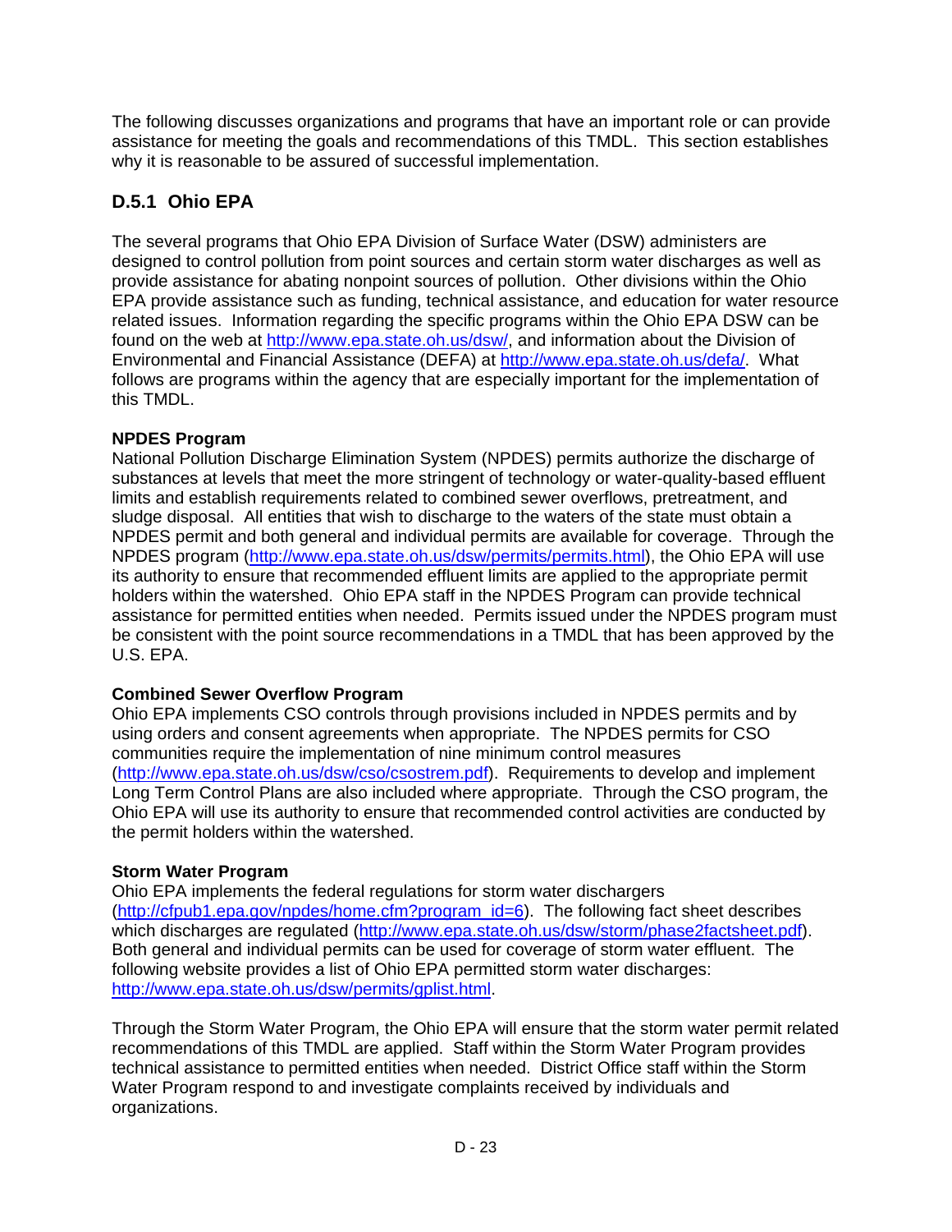The following discusses organizations and programs that have an important role or can provide assistance for meeting the goals and recommendations of this TMDL. This section establishes why it is reasonable to be assured of successful implementation.

### D.5.1 Ohio EPA

The several programs that Ohio EPA Division of Surface Water (DSW) administers are designed to control pollution from point sources and certain storm water discharges as well as provide assistance for abating nonpoint sources of pollution. Other divisions within the Ohio EPA provide assistance such as funding, technical assistance, and education for water resource related issues. Information regarding the specific programs within the Ohio EPA DSW can be found on the web at http://www.epa.state.oh.us/dsw/, and information about the Division of Environmental and Financial Assistance (DEFA) at http://www.epa.state.oh.us/defa/. What follows are programs within the agency that are especially important for the implementation of this TMDL.

**NPDES Program**

National Pollution Discharge Elimination System (NPDES) permits authorize the discharge of substances at levels that meet the more stringent of technology or water-quality-based effluent limits and establish requirements related to combined sewer overflows, pretreatment, and sludge disposal. All entities that wish to discharge to the waters of the state must obtain a NPDES permit and both general and individual permits are available for coverage. Through the NPDES program (http://www.epa.state.oh.us/dsw/permits/permits.html), the Ohio EPA will use its authority to ensure that recommended effluent limits are applied to the appropriate permit holders within the watershed. Ohio EPA staff in the NPDES Program can provide technical assistance for permitted entities when needed. Permits issued under the NPDES program must be consistent with the point source recommendations in a TMDL that has been approved by the U.S. EPA.

**Combined Sewer Overflow Program**

Ohio EPA implements CSO controls through provisions included in NPDES permits and by using orders and consent agreements when appropriate. The NPDES permits for CSO communities require the implementation of nine minimum control measures (http://www.epa.state.oh.us/dsw/cso/csostrem.pdf). Requirements to develop and implement Long Term Control Plans are also included where appropriate. Through the CSO program, the Ohio EPA will use its authority to ensure that recommended control activities are conducted by the permit holders within the watershed.

**Storm Water Program**

Ohio EPA implements the federal regulations for storm water dischargers (http://cfpub1.epa.gov/npdes/home.cfm?program_id=6). The following fact sheet describes which discharges are regulated (http://www.epa.state.oh.us/dsw/storm/phase2factsheet.pdf). Both general and individual permits can be used for coverage of storm water effluent. The following website provides a list of Ohio EPA permitted storm water discharges: http://www.epa.state.oh.us/dsw/permits/gplist.html.

Through the Storm Water Program, the Ohio EPA will ensure that the storm water permit related recommendations of this TMDL are applied. Staff within the Storm Water Program provides technical assistance to permitted entities when needed. District Office staff within the Storm Water Program respond to and investigate complaints received by individuals and organizations.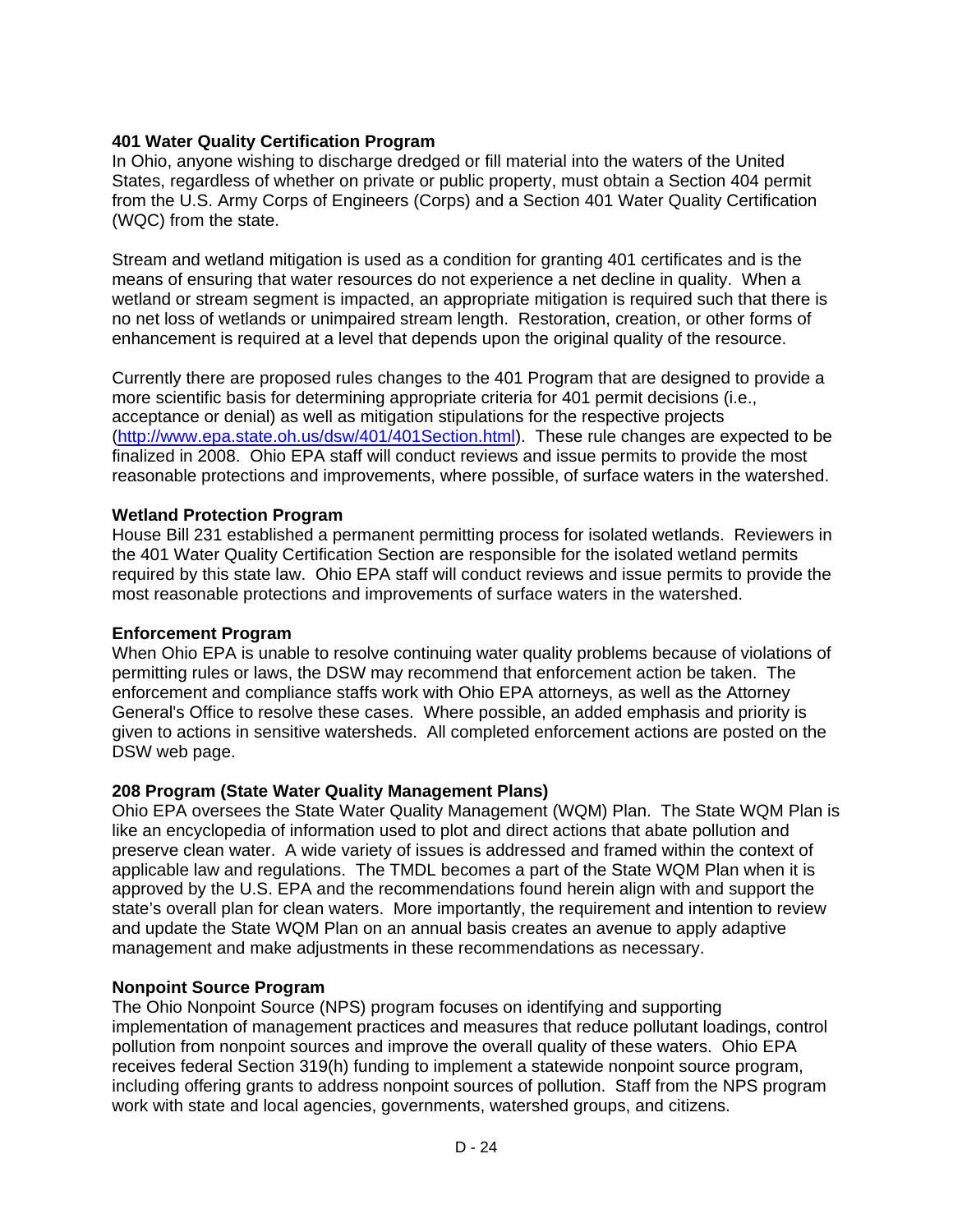**401 Water Quality Certification Program**

In Ohio, anyone wishing to discharge dredged or fill material into the waters of the United States, regardless of whether on private or public property, must obtain a Section 404 permit from the U.S. Army Corps of Engineers (Corps) and a Section 401 Water Quality Certification (WQC) from the state.

Stream and wetland mitigation is used as a condition for granting 401 certificates and is the means of ensuring that water resources do not experience a net decline in quality. When a wetland or stream segment is impacted, an appropriate mitigation is required such that there is no net loss of wetlands or unimpaired stream length. Restoration, creation, or other forms of enhancement is required at a level that depends upon the original quality of the resource.

Currently there are proposed rules changes to the 401 Program that are designed to provide a more scientific basis for determining appropriate criteria for 401 permit decisions (i.e., acceptance or denial) as well as mitigation stipulations for the respective projects (http://www.epa.state.oh.us/dsw/401/401Section.html). These rule changes are expected to be finalized in 2008. Ohio EPA staff will conduct reviews and issue permits to provide the most reasonable protections and improvements, where possible, of surface waters in the watershed.

**Wetland Protection Program**

House Bill 231 established a permanent permitting process for isolated wetlands. Reviewers in the 401 Water Quality Certification Section are responsible for the isolated wetland permits required by this state law. Ohio EPA staff will conduct reviews and issue permits to provide the most reasonable protections and improvements of surface waters in the watershed.

**Enforcement Program**

When Ohio EPA is unable to resolve continuing water quality problems because of violations of permitting rules or laws, the DSW may recommend that enforcement action be taken. The enforcement and compliance staffs work with Ohio EPA attorneys, as well as the Attorney General's Office to resolve these cases. Where possible, an added emphasis and priority is given to actions in sensitive watersheds. All completed enforcement actions are posted on the DSW web page.

**208 Program (State Water Quality Management Plans)**

Ohio EPA oversees the State Water Quality Management (WQM) Plan. The State WQM Plan is like an encyclopedia of information used to plot and direct actions that abate pollution and preserve clean water. A wide variety of issues is addressed and framed within the context of applicable law and regulations. The TMDL becomes a part of the State WQM Plan when it is approved by the U.S. EPA and the recommendations found herein align with and support the state's overall plan for clean waters. More importantly, the requirement and intention to review and update the State WQM Plan on an annual basis creates an avenue to apply adaptive management and make adjustments in these recommendations as necessary.

**Nonpoint Source Program**

The Ohio Nonpoint Source (NPS) program focuses on identifying and supporting implementation of management practices and measures that reduce pollutant loadings, control pollution from nonpoint sources and improve the overall quality of these waters. Ohio EPA receives federal Section 319(h) funding to implement a statewide nonpoint source program, including offering grants to address nonpoint sources of pollution. Staff from the NPS program work with state and local agencies, governments, watershed groups, and citizens.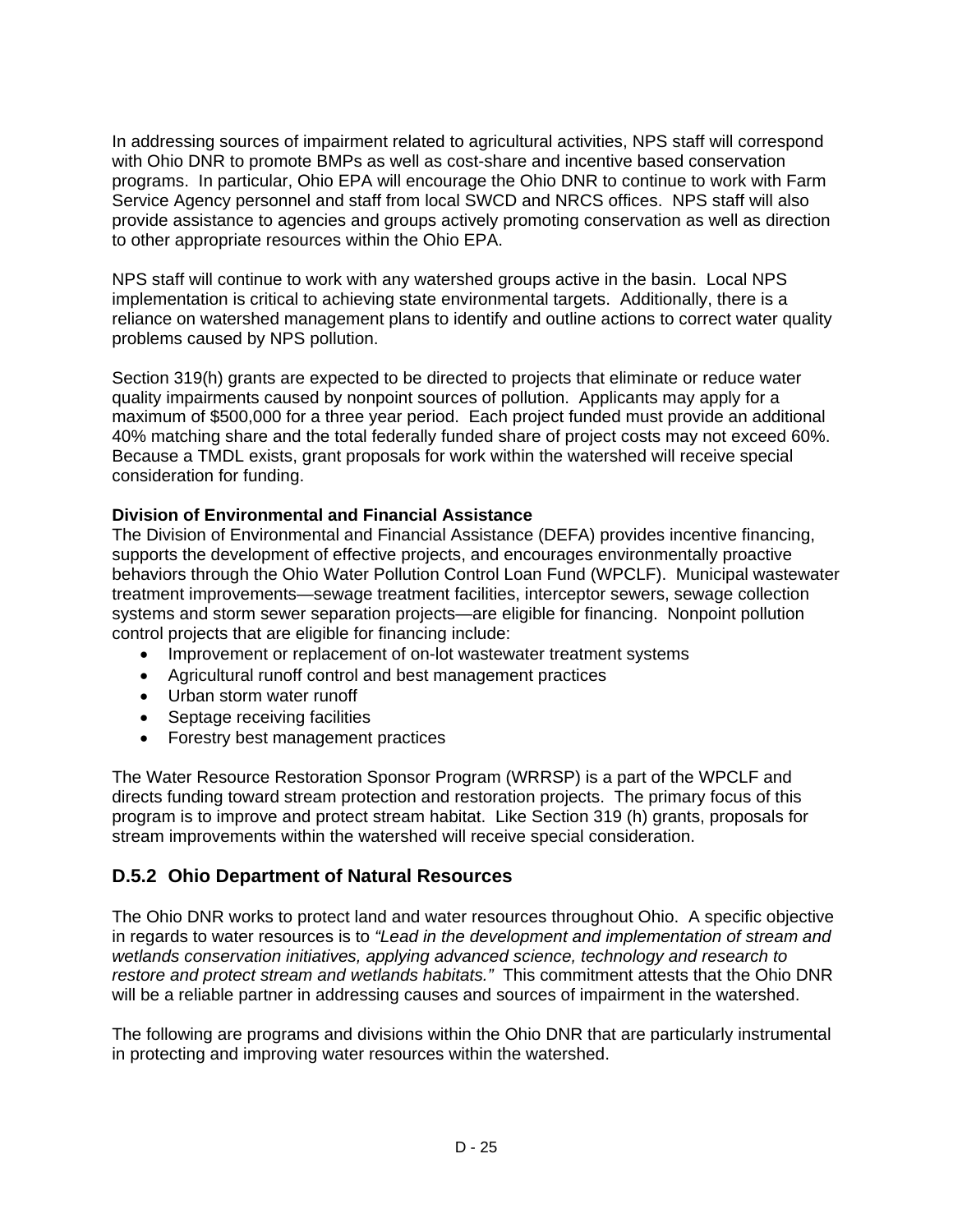In addressing sources of impairment related to agricultural activities, NPS staff will correspond with Ohio DNR to promote BMPs as well as cost-share and incentive based conservation programs. In particular, Ohio EPA will encourage the Ohio DNR to continue to work with Farm Service Agency personnel and staff from local SWCD and NRCS offices. NPS staff will also provide assistance to agencies and groups actively promoting conservation as well as direction to other appropriate resources within the Ohio EPA.

NPS staff will continue to work with any watershed groups active in the basin. Local NPS implementation is critical to achieving state environmental targets. Additionally, there is a reliance on watershed management plans to identify and outline actions to correct water quality problems caused by NPS pollution.

Section 319(h) grants are expected to be directed to projects that eliminate or reduce water quality impairments caused by nonpoint sources of pollution. Applicants may apply for a maximum of $500,000 for a three year period. Each project funded must provide an additional 40% matching share and the total federally funded share of project costs may not exceed 60%. Because a TMDL exists, grant proposals for work within the watershed will receive special consideration for funding.

**Division of Environmental and Financial Assistance**

The Division of Environmental and Financial Assistance (DEFA) provides incentive financing, supports the development of effective projects, and encourages environmentally proactive behaviors through the Ohio Water Pollution Control Loan Fund (WPCLF). Municipal wastewater treatment improvements—sewage treatment facilities, interceptor sewers, sewage collection systems and storm sewer separation projects—are eligible for financing. Nonpoint pollution control projects that are eligible for financing include:

- Improvement or replacement of on-lot wastewater treatment systems
- Agricultural runoff control and best management practices
- Urban storm water runoff
- Septage receiving facilities
- Forestry best management practices

The Water Resource Restoration Sponsor Program (WRRSP) is a part of the WPCLF and directs funding toward stream protection and restoration projects. The primary focus of this program is to improve and protect stream habitat. Like Section 319 (h) grants, proposals for stream improvements within the watershed will receive special consideration.

## D.5.2 Ohio Department of Natural Resources

The Ohio DNR works to protect land and water resources throughout Ohio. A specific objective in regards to water resources is to *"Lead in the development and implementation of stream and wetlands conservation initiatives, applying advanced science, technology and research to restore and protect stream and wetlands habitats."* This commitment attests that the Ohio DNR will be a reliable partner in addressing causes and sources of impairment in the watershed.

The following are programs and divisions within the Ohio DNR that are particularly instrumental in protecting and improving water resources within the watershed.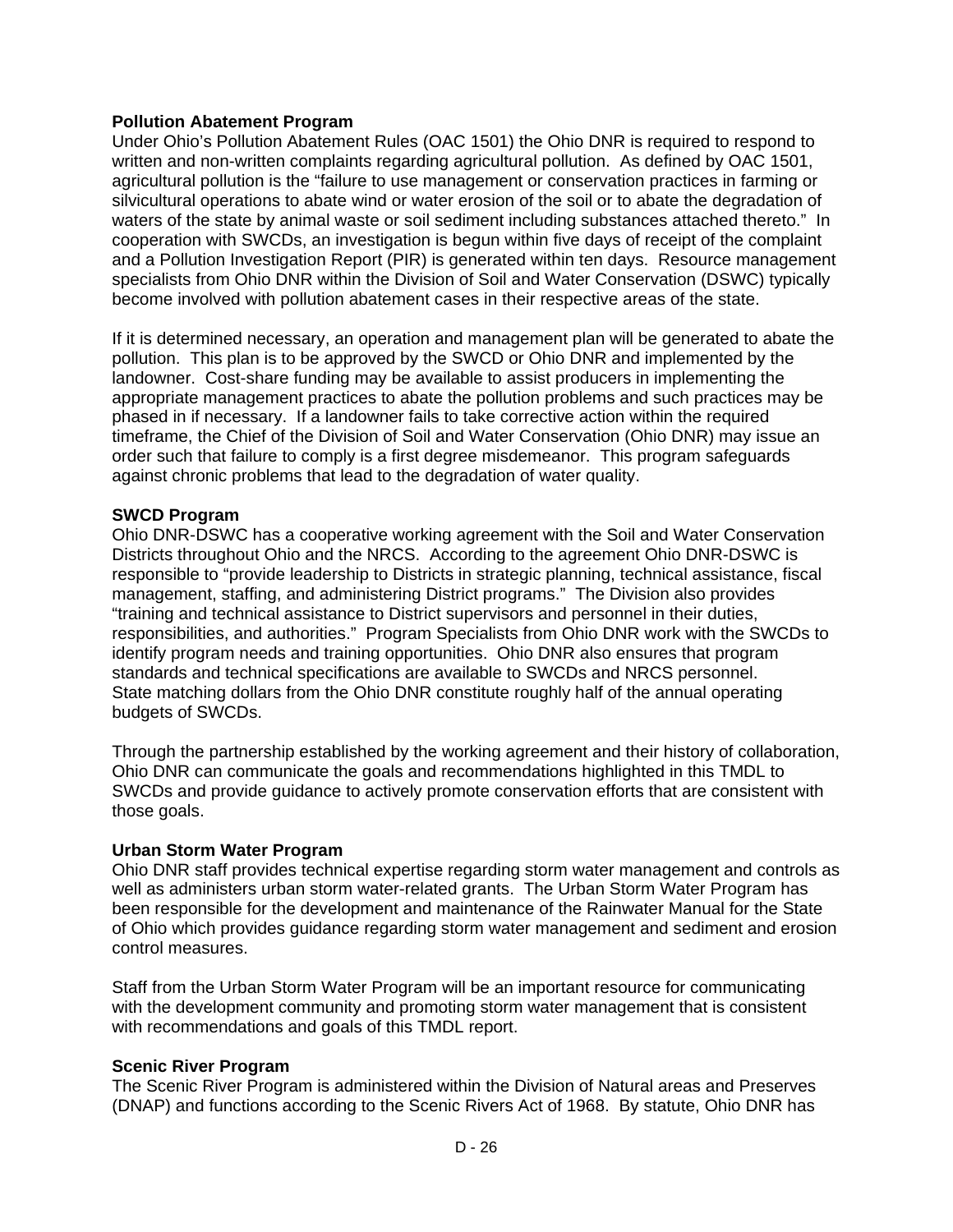**Pollution Abatement Program**
Under Ohio's Pollution Abatement Rules (OAC 1501) the Ohio DNR is required to respond to written and non-written complaints regarding agricultural pollution. As defined by OAC 1501, agricultural pollution is the "failure to use management or conservation practices in farming or silvicultural operations to abate wind or water erosion of the soil or to abate the degradation of waters of the state by animal waste or soil sediment including substances attached thereto." In cooperation with SWCDs, an investigation is begun within five days of receipt of the complaint and a Pollution Investigation Report (PIR) is generated within ten days. Resource management specialists from Ohio DNR within the Division of Soil and Water Conservation (DSWC) typically become involved with pollution abatement cases in their respective areas of the state.

If it is determined necessary, an operation and management plan will be generated to abate the pollution. This plan is to be approved by the SWCD or Ohio DNR and implemented by the landowner. Cost-share funding may be available to assist producers in implementing the appropriate management practices to abate the pollution problems and such practices may be phased in if necessary. If a landowner fails to take corrective action within the required timeframe, the Chief of the Division of Soil and Water Conservation (Ohio DNR) may issue an order such that failure to comply is a first degree misdemeanor. This program safeguards against chronic problems that lead to the degradation of water quality.

**SWCD Program**
Ohio DNR-DSWC has a cooperative working agreement with the Soil and Water Conservation Districts throughout Ohio and the NRCS. According to the agreement Ohio DNR-DSWC is responsible to "provide leadership to Districts in strategic planning, technical assistance, fiscal management, staffing, and administering District programs." The Division also provides "training and technical assistance to District supervisors and personnel in their duties, responsibilities, and authorities." Program Specialists from Ohio DNR work with the SWCDs to identify program needs and training opportunities. Ohio DNR also ensures that program standards and technical specifications are available to SWCDs and NRCS personnel. State matching dollars from the Ohio DNR constitute roughly half of the annual operating budgets of SWCDs.

Through the partnership established by the working agreement and their history of collaboration, Ohio DNR can communicate the goals and recommendations highlighted in this TMDL to SWCDs and provide guidance to actively promote conservation efforts that are consistent with those goals.

**Urban Storm Water Program**
Ohio DNR staff provides technical expertise regarding storm water management and controls as well as administers urban storm water-related grants. The Urban Storm Water Program has been responsible for the development and maintenance of the Rainwater Manual for the State of Ohio which provides guidance regarding storm water management and sediment and erosion control measures.

Staff from the Urban Storm Water Program will be an important resource for communicating with the development community and promoting storm water management that is consistent with recommendations and goals of this TMDL report.

**Scenic River Program**
The Scenic River Program is administered within the Division of Natural areas and Preserves (DNAP) and functions according to the Scenic Rivers Act of 1968. By statute, Ohio DNR has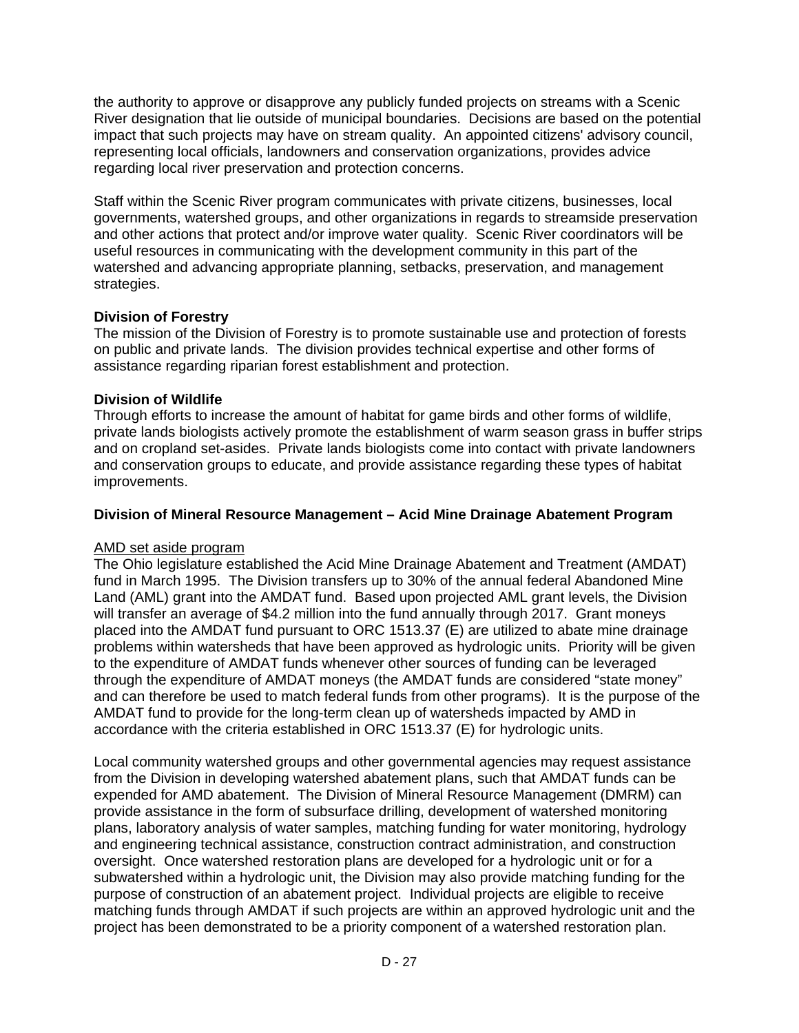the authority to approve or disapprove any publicly funded projects on streams with a Scenic River designation that lie outside of municipal boundaries. Decisions are based on the potential impact that such projects may have on stream quality. An appointed citizens' advisory council, representing local officials, landowners and conservation organizations, provides advice regarding local river preservation and protection concerns.

Staff within the Scenic River program communicates with private citizens, businesses, local governments, watershed groups, and other organizations in regards to streamside preservation and other actions that protect and/or improve water quality. Scenic River coordinators will be useful resources in communicating with the development community in this part of the watershed and advancing appropriate planning, setbacks, preservation, and management strategies.

**Division of Forestry**

The mission of the Division of Forestry is to promote sustainable use and protection of forests on public and private lands. The division provides technical expertise and other forms of assistance regarding riparian forest establishment and protection.

**Division of Wildlife**

Through efforts to increase the amount of habitat for game birds and other forms of wildlife, private lands biologists actively promote the establishment of warm season grass in buffer strips and on cropland set-asides. Private lands biologists come into contact with private landowners and conservation groups to educate, and provide assistance regarding these types of habitat improvements.

**Division of Mineral Resource Management – Acid Mine Drainage Abatement Program**

<u>AMD set aside program</u>

The Ohio legislature established the Acid Mine Drainage Abatement and Treatment (AMDAT) fund in March 1995. The Division transfers up to 30% of the annual federal Abandoned Mine Land (AML) grant into the AMDAT fund. Based upon projected AML grant levels, the Division will transfer an average of $4.2 million into the fund annually through 2017. Grant moneys placed into the AMDAT fund pursuant to ORC 1513.37 (E) are utilized to abate mine drainage problems within watersheds that have been approved as hydrologic units. Priority will be given to the expenditure of AMDAT funds whenever other sources of funding can be leveraged through the expenditure of AMDAT moneys (the AMDAT funds are considered "state money" and can therefore be used to match federal funds from other programs). It is the purpose of the AMDAT fund to provide for the long-term clean up of watersheds impacted by AMD in accordance with the criteria established in ORC 1513.37 (E) for hydrologic units.

Local community watershed groups and other governmental agencies may request assistance from the Division in developing watershed abatement plans, such that AMDAT funds can be expended for AMD abatement. The Division of Mineral Resource Management (DMRM) can provide assistance in the form of subsurface drilling, development of watershed monitoring plans, laboratory analysis of water samples, matching funding for water monitoring, hydrology and engineering technical assistance, construction contract administration, and construction oversight. Once watershed restoration plans are developed for a hydrologic unit or for a subwatershed within a hydrologic unit, the Division may also provide matching funding for the purpose of construction of an abatement project. Individual projects are eligible to receive matching funds through AMDAT if such projects are within an approved hydrologic unit and the project has been demonstrated to be a priority component of a watershed restoration plan.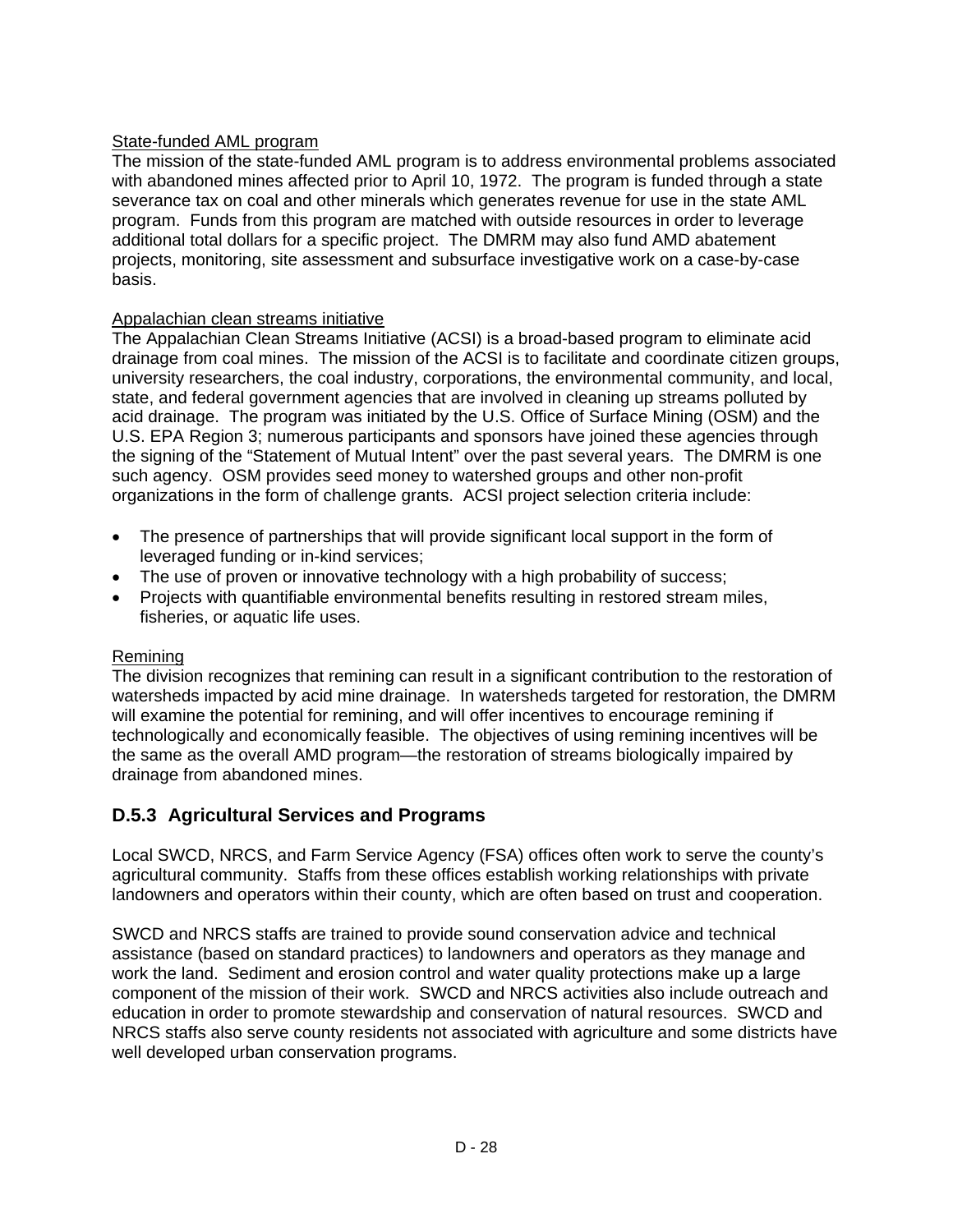State-funded AML program

The mission of the state-funded AML program is to address environmental problems associated with abandoned mines affected prior to April 10, 1972. The program is funded through a state severance tax on coal and other minerals which generates revenue for use in the state AML program. Funds from this program are matched with outside resources in order to leverage additional total dollars for a specific project. The DMRM may also fund AMD abatement projects, monitoring, site assessment and subsurface investigative work on a case-by-case basis.

Appalachian clean streams initiative

The Appalachian Clean Streams Initiative (ACSI) is a broad-based program to eliminate acid drainage from coal mines. The mission of the ACSI is to facilitate and coordinate citizen groups, university researchers, the coal industry, corporations, the environmental community, and local, state, and federal government agencies that are involved in cleaning up streams polluted by acid drainage. The program was initiated by the U.S. Office of Surface Mining (OSM) and the U.S. EPA Region 3; numerous participants and sponsors have joined these agencies through the signing of the "Statement of Mutual Intent" over the past several years. The DMRM is one such agency. OSM provides seed money to watershed groups and other non-profit organizations in the form of challenge grants. ACSI project selection criteria include:

- The presence of partnerships that will provide significant local support in the form of leveraged funding or in-kind services;
- The use of proven or innovative technology with a high probability of success;
- Projects with quantifiable environmental benefits resulting in restored stream miles, fisheries, or aquatic life uses.

Remining

The division recognizes that remining can result in a significant contribution to the restoration of watersheds impacted by acid mine drainage. In watersheds targeted for restoration, the DMRM will examine the potential for remining, and will offer incentives to encourage remining if technologically and economically feasible. The objectives of using remining incentives will be the same as the overall AMD program—the restoration of streams biologically impaired by drainage from abandoned mines.

### D.5.3 Agricultural Services and Programs

Local SWCD, NRCS, and Farm Service Agency (FSA) offices often work to serve the county's agricultural community. Staffs from these offices establish working relationships with private landowners and operators within their county, which are often based on trust and cooperation.

SWCD and NRCS staffs are trained to provide sound conservation advice and technical assistance (based on standard practices) to landowners and operators as they manage and work the land. Sediment and erosion control and water quality protections make up a large component of the mission of their work. SWCD and NRCS activities also include outreach and education in order to promote stewardship and conservation of natural resources. SWCD and NRCS staffs also serve county residents not associated with agriculture and some districts have well developed urban conservation programs.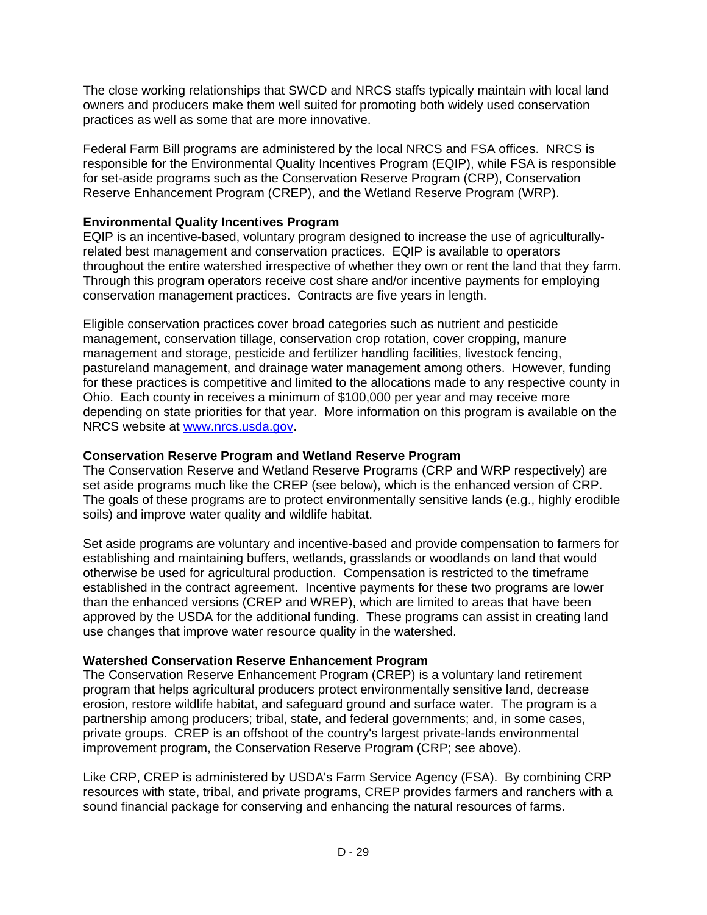The close working relationships that SWCD and NRCS staffs typically maintain with local land owners and producers make them well suited for promoting both widely used conservation practices as well as some that are more innovative.

Federal Farm Bill programs are administered by the local NRCS and FSA offices. NRCS is responsible for the Environmental Quality Incentives Program (EQIP), while FSA is responsible for set-aside programs such as the Conservation Reserve Program (CRP), Conservation Reserve Enhancement Program (CREP), and the Wetland Reserve Program (WRP).

**Environmental Quality Incentives Program**

EQIP is an incentive-based, voluntary program designed to increase the use of agriculturally-related best management and conservation practices. EQIP is available to operators throughout the entire watershed irrespective of whether they own or rent the land that they farm. Through this program operators receive cost share and/or incentive payments for employing conservation management practices. Contracts are five years in length.

Eligible conservation practices cover broad categories such as nutrient and pesticide management, conservation tillage, conservation crop rotation, cover cropping, manure management and storage, pesticide and fertilizer handling facilities, livestock fencing, pastureland management, and drainage water management among others. However, funding for these practices is competitive and limited to the allocations made to any respective county in Ohio. Each county in receives a minimum of $100,000 per year and may receive more depending on state priorities for that year. More information on this program is available on the NRCS website at [www.nrcs.usda.gov](www.nrcs.usda.gov).

**Conservation Reserve Program and Wetland Reserve Program**

The Conservation Reserve and Wetland Reserve Programs (CRP and WRP respectively) are set aside programs much like the CREP (see below), which is the enhanced version of CRP. The goals of these programs are to protect environmentally sensitive lands (e.g., highly erodible soils) and improve water quality and wildlife habitat.

Set aside programs are voluntary and incentive-based and provide compensation to farmers for establishing and maintaining buffers, wetlands, grasslands or woodlands on land that would otherwise be used for agricultural production. Compensation is restricted to the timeframe established in the contract agreement. Incentive payments for these two programs are lower than the enhanced versions (CREP and WREP), which are limited to areas that have been approved by the USDA for the additional funding. These programs can assist in creating land use changes that improve water resource quality in the watershed.

**Watershed Conservation Reserve Enhancement Program**

The Conservation Reserve Enhancement Program (CREP) is a voluntary land retirement program that helps agricultural producers protect environmentally sensitive land, decrease erosion, restore wildlife habitat, and safeguard ground and surface water. The program is a partnership among producers; tribal, state, and federal governments; and, in some cases, private groups. CREP is an offshoot of the country's largest private-lands environmental improvement program, the Conservation Reserve Program (CRP; see above).

Like CRP, CREP is administered by USDA's Farm Service Agency (FSA). By combining CRP resources with state, tribal, and private programs, CREP provides farmers and ranchers with a sound financial package for conserving and enhancing the natural resources of farms.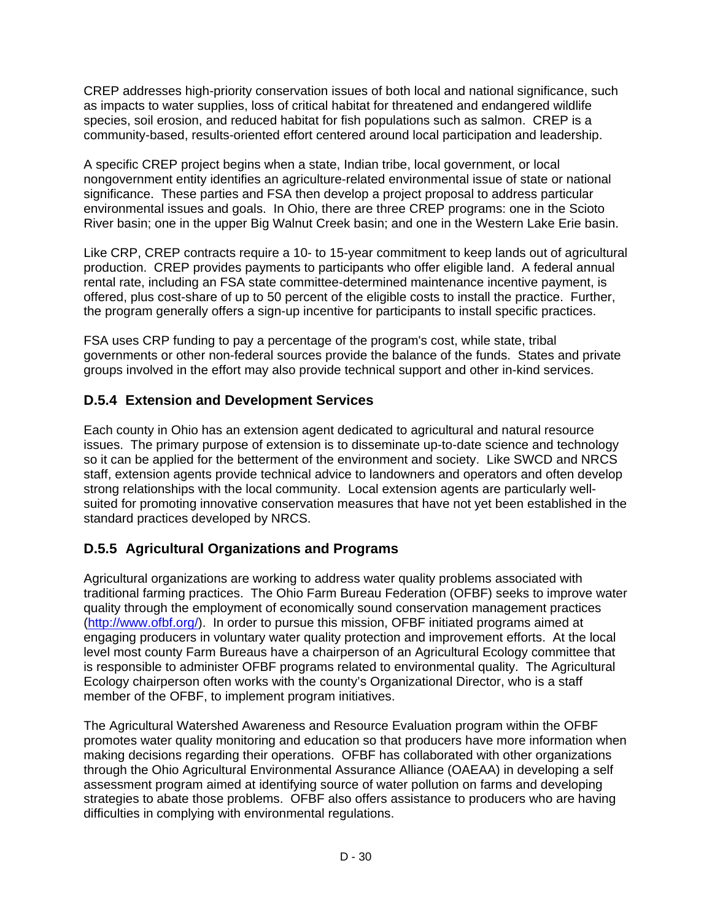CREP addresses high-priority conservation issues of both local and national significance, such as impacts to water supplies, loss of critical habitat for threatened and endangered wildlife species, soil erosion, and reduced habitat for fish populations such as salmon. CREP is a community-based, results-oriented effort centered around local participation and leadership.

A specific CREP project begins when a state, Indian tribe, local government, or local nongovernment entity identifies an agriculture-related environmental issue of state or national significance. These parties and FSA then develop a project proposal to address particular environmental issues and goals. In Ohio, there are three CREP programs: one in the Scioto River basin; one in the upper Big Walnut Creek basin; and one in the Western Lake Erie basin.

Like CRP, CREP contracts require a 10- to 15-year commitment to keep lands out of agricultural production. CREP provides payments to participants who offer eligible land. A federal annual rental rate, including an FSA state committee-determined maintenance incentive payment, is offered, plus cost-share of up to 50 percent of the eligible costs to install the practice. Further, the program generally offers a sign-up incentive for participants to install specific practices.

FSA uses CRP funding to pay a percentage of the program's cost, while state, tribal governments or other non-federal sources provide the balance of the funds. States and private groups involved in the effort may also provide technical support and other in-kind services.

### D.5.4 Extension and Development Services

Each county in Ohio has an extension agent dedicated to agricultural and natural resource issues. The primary purpose of extension is to disseminate up-to-date science and technology so it can be applied for the betterment of the environment and society. Like SWCD and NRCS staff, extension agents provide technical advice to landowners and operators and often develop strong relationships with the local community. Local extension agents are particularly well-suited for promoting innovative conservation measures that have not yet been established in the standard practices developed by NRCS.

### D.5.5 Agricultural Organizations and Programs

Agricultural organizations are working to address water quality problems associated with traditional farming practices. The Ohio Farm Bureau Federation (OFBF) seeks to improve water quality through the employment of economically sound conservation management practices (http://www.ofbf.org/). In order to pursue this mission, OFBF initiated programs aimed at engaging producers in voluntary water quality protection and improvement efforts. At the local level most county Farm Bureaus have a chairperson of an Agricultural Ecology committee that is responsible to administer OFBF programs related to environmental quality. The Agricultural Ecology chairperson often works with the county's Organizational Director, who is a staff member of the OFBF, to implement program initiatives.

The Agricultural Watershed Awareness and Resource Evaluation program within the OFBF promotes water quality monitoring and education so that producers have more information when making decisions regarding their operations. OFBF has collaborated with other organizations through the Ohio Agricultural Environmental Assurance Alliance (OAEAA) in developing a self assessment program aimed at identifying source of water pollution on farms and developing strategies to abate those problems. OFBF also offers assistance to producers who are having difficulties in complying with environmental regulations.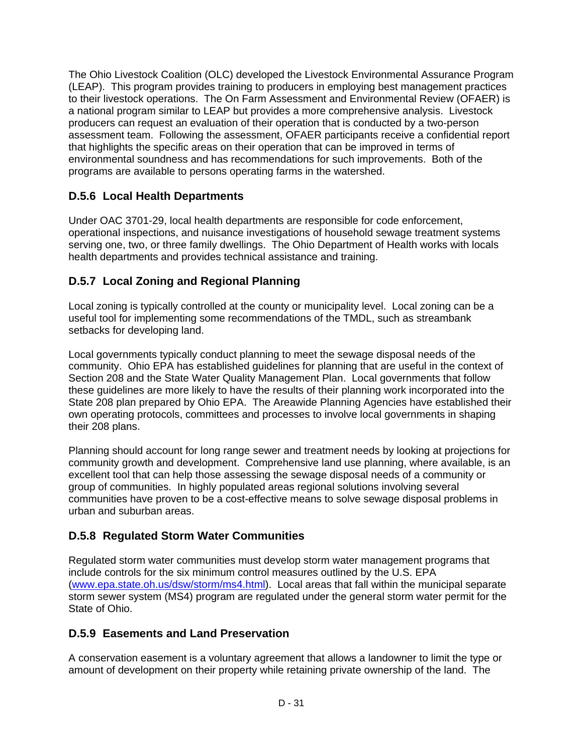The Ohio Livestock Coalition (OLC) developed the Livestock Environmental Assurance Program (LEAP). This program provides training to producers in employing best management practices to their livestock operations. The On Farm Assessment and Environmental Review (OFAER) is a national program similar to LEAP but provides a more comprehensive analysis. Livestock producers can request an evaluation of their operation that is conducted by a two-person assessment team. Following the assessment, OFAER participants receive a confidential report that highlights the specific areas on their operation that can be improved in terms of environmental soundness and has recommendations for such improvements. Both of the programs are available to persons operating farms in the watershed.

### D.5.6 Local Health Departments

Under OAC 3701-29, local health departments are responsible for code enforcement, operational inspections, and nuisance investigations of household sewage treatment systems serving one, two, or three family dwellings. The Ohio Department of Health works with locals health departments and provides technical assistance and training.

### D.5.7 Local Zoning and Regional Planning

Local zoning is typically controlled at the county or municipality level. Local zoning can be a useful tool for implementing some recommendations of the TMDL, such as streambank setbacks for developing land.

Local governments typically conduct planning to meet the sewage disposal needs of the community. Ohio EPA has established guidelines for planning that are useful in the context of Section 208 and the State Water Quality Management Plan. Local governments that follow these guidelines are more likely to have the results of their planning work incorporated into the State 208 plan prepared by Ohio EPA. The Areawide Planning Agencies have established their own operating protocols, committees and processes to involve local governments in shaping their 208 plans.

Planning should account for long range sewer and treatment needs by looking at projections for community growth and development. Comprehensive land use planning, where available, is an excellent tool that can help those assessing the sewage disposal needs of a community or group of communities. In highly populated areas regional solutions involving several communities have proven to be a cost-effective means to solve sewage disposal problems in urban and suburban areas.

### D.5.8 Regulated Storm Water Communities

Regulated storm water communities must develop storm water management programs that include controls for the six minimum control measures outlined by the U.S. EPA (www.epa.state.oh.us/dsw/storm/ms4.html). Local areas that fall within the municipal separate storm sewer system (MS4) program are regulated under the general storm water permit for the State of Ohio.

### D.5.9 Easements and Land Preservation

A conservation easement is a voluntary agreement that allows a landowner to limit the type or amount of development on their property while retaining private ownership of the land. The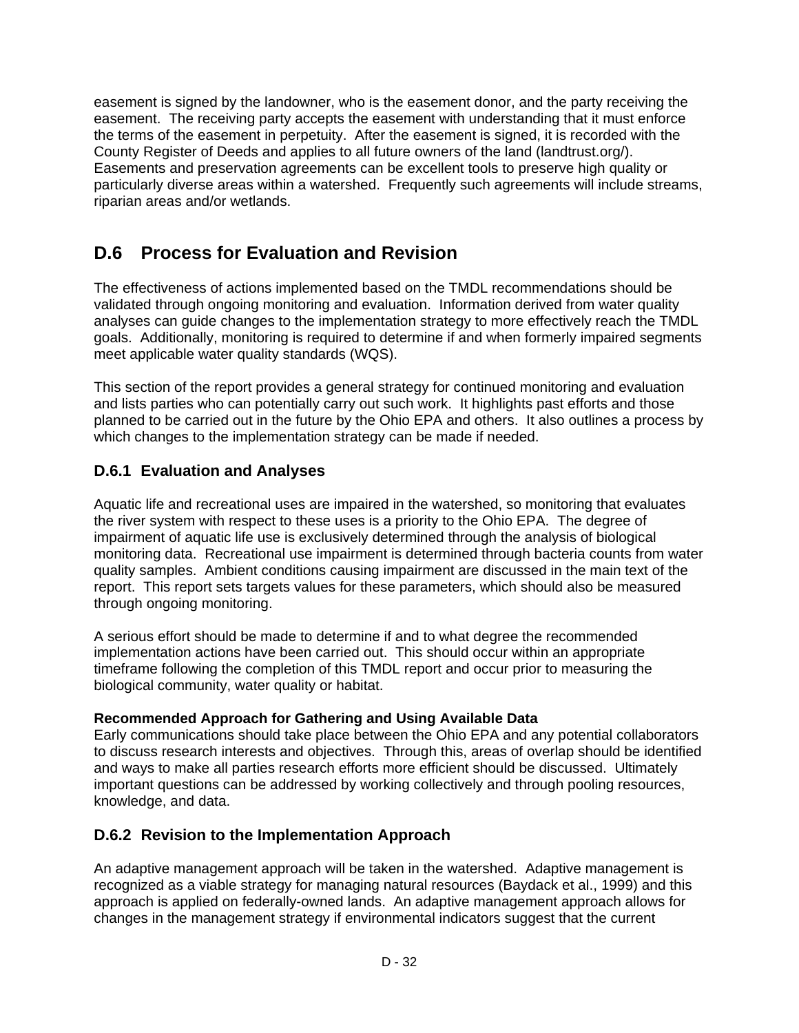easement is signed by the landowner, who is the easement donor, and the party receiving the easement. The receiving party accepts the easement with understanding that it must enforce the terms of the easement in perpetuity. After the easement is signed, it is recorded with the County Register of Deeds and applies to all future owners of the land (landtrust.org/). Easements and preservation agreements can be excellent tools to preserve high quality or particularly diverse areas within a watershed. Frequently such agreements will include streams, riparian areas and/or wetlands.

## D.6 Process for Evaluation and Revision

The effectiveness of actions implemented based on the TMDL recommendations should be validated through ongoing monitoring and evaluation. Information derived from water quality analyses can guide changes to the implementation strategy to more effectively reach the TMDL goals. Additionally, monitoring is required to determine if and when formerly impaired segments meet applicable water quality standards (WQS).

This section of the report provides a general strategy for continued monitoring and evaluation and lists parties who can potentially carry out such work. It highlights past efforts and those planned to be carried out in the future by the Ohio EPA and others. It also outlines a process by which changes to the implementation strategy can be made if needed.

### D.6.1 Evaluation and Analyses

Aquatic life and recreational uses are impaired in the watershed, so monitoring that evaluates the river system with respect to these uses is a priority to the Ohio EPA. The degree of impairment of aquatic life use is exclusively determined through the analysis of biological monitoring data. Recreational use impairment is determined through bacteria counts from water quality samples. Ambient conditions causing impairment are discussed in the main text of the report. This report sets targets values for these parameters, which should also be measured through ongoing monitoring.

A serious effort should be made to determine if and to what degree the recommended implementation actions have been carried out. This should occur within an appropriate timeframe following the completion of this TMDL report and occur prior to measuring the biological community, water quality or habitat.

**Recommended Approach for Gathering and Using Available Data**
Early communications should take place between the Ohio EPA and any potential collaborators to discuss research interests and objectives. Through this, areas of overlap should be identified and ways to make all parties research efforts more efficient should be discussed. Ultimately important questions can be addressed by working collectively and through pooling resources, knowledge, and data.

### D.6.2 Revision to the Implementation Approach

An adaptive management approach will be taken in the watershed. Adaptive management is recognized as a viable strategy for managing natural resources (Baydack et al., 1999) and this approach is applied on federally-owned lands. An adaptive management approach allows for changes in the management strategy if environmental indicators suggest that the current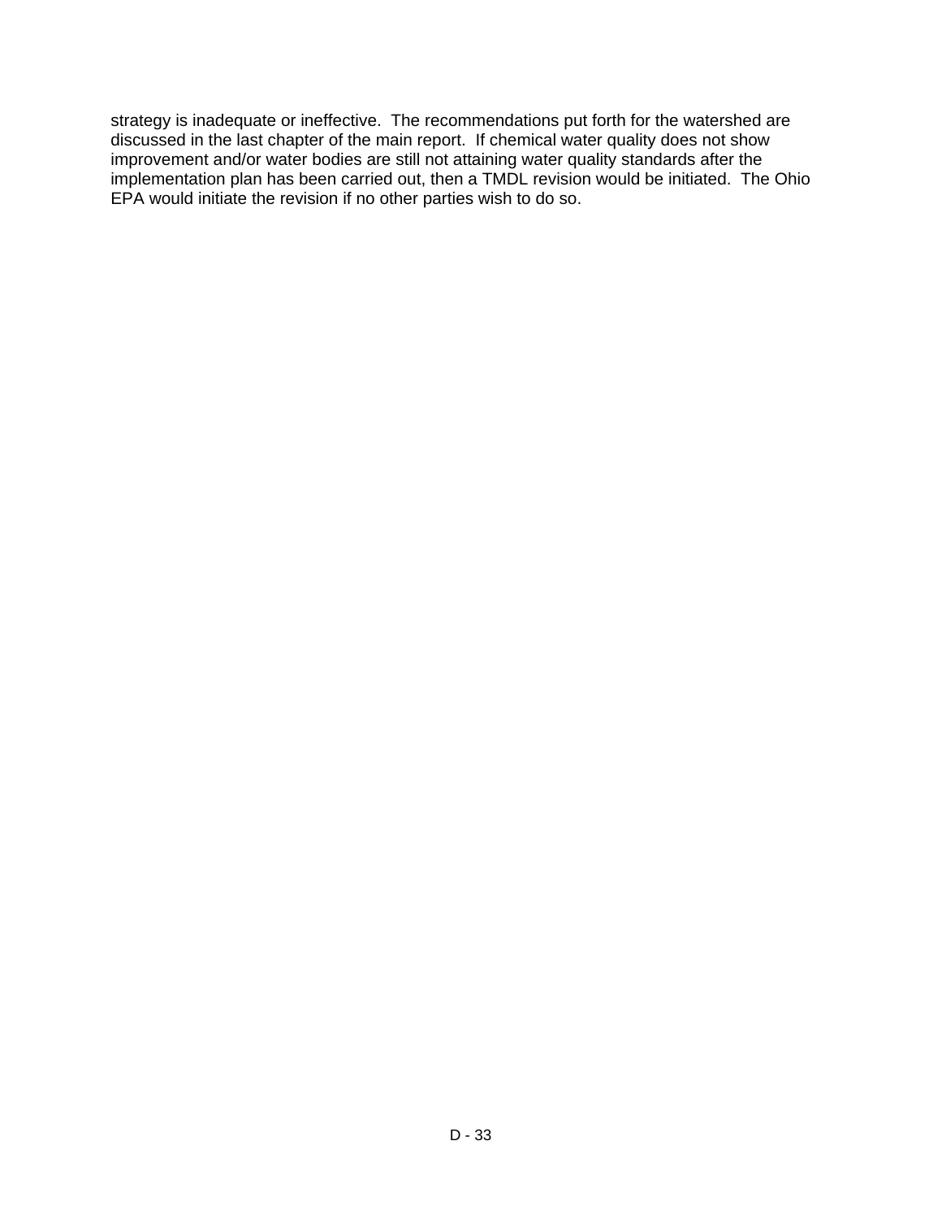strategy is inadequate or ineffective. The recommendations put forth for the watershed are discussed in the last chapter of the main report. If chemical water quality does not show improvement and/or water bodies are still not attaining water quality standards after the implementation plan has been carried out, then a TMDL revision would be initiated. The Ohio EPA would initiate the revision if no other parties wish to do so.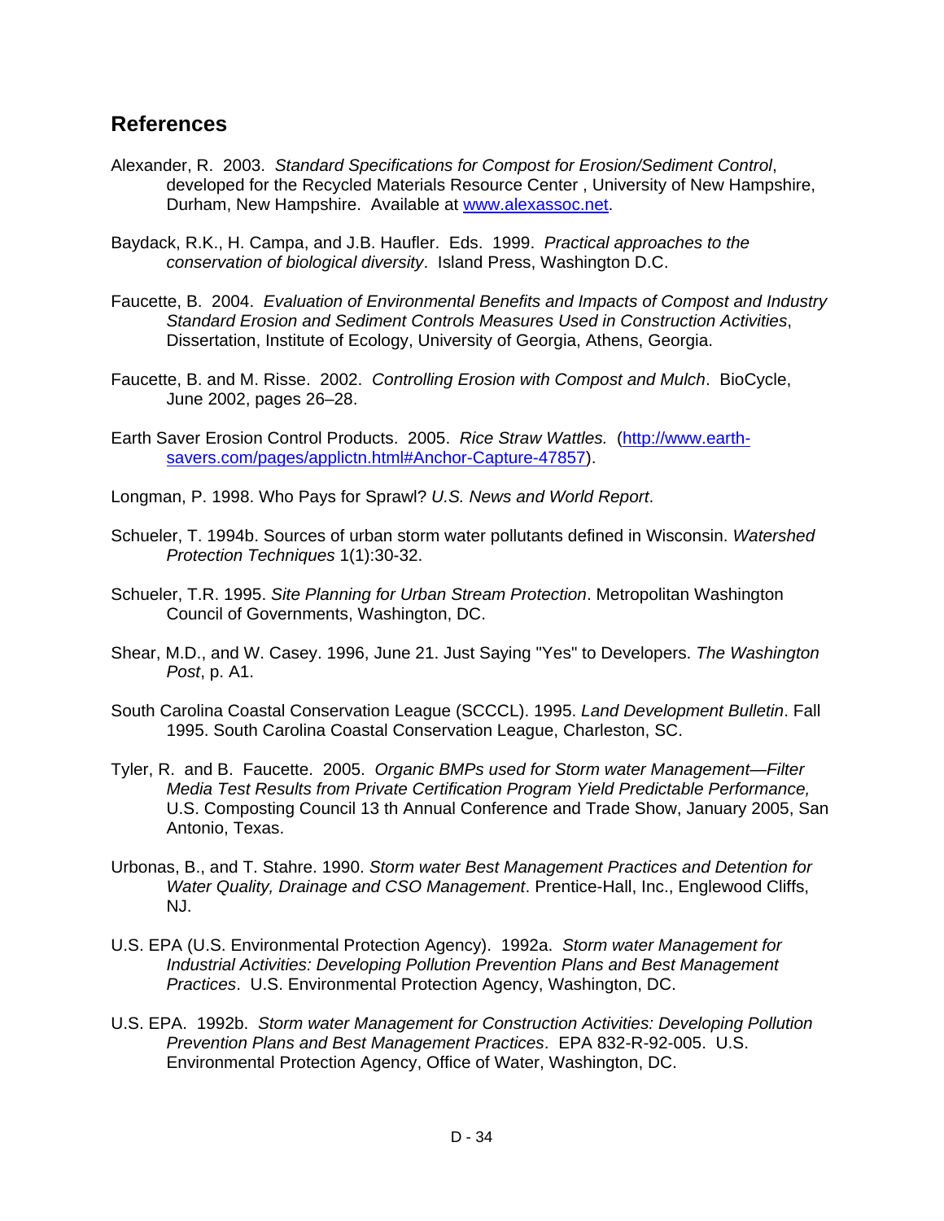## References

Alexander, R. 2003. *Standard Specifications for Compost for Erosion/Sediment Control*, developed for the Recycled Materials Resource Center , University of New Hampshire, Durham, New Hampshire. Available at www.alexassoc.net.

Baydack, R.K., H. Campa, and J.B. Haufler. Eds. 1999. *Practical approaches to the conservation of biological diversity*. Island Press, Washington D.C.

Faucette, B. 2004. *Evaluation of Environmental Benefits and Impacts of Compost and Industry Standard Erosion and Sediment Controls Measures Used in Construction Activities*, Dissertation, Institute of Ecology, University of Georgia, Athens, Georgia.

Faucette, B. and M. Risse. 2002. *Controlling Erosion with Compost and Mulch*. BioCycle, June 2002, pages 26–28.

Earth Saver Erosion Control Products. 2005. *Rice Straw Wattles.* (http://www.earth-savers.com/pages/applictn.html#Anchor-Capture-47857).

Longman, P. 1998. Who Pays for Sprawl? *U.S. News and World Report*.

Schueler, T. 1994b. Sources of urban storm water pollutants defined in Wisconsin. *Watershed Protection Techniques* 1(1):30-32.

Schueler, T.R. 1995. *Site Planning for Urban Stream Protection*. Metropolitan Washington Council of Governments, Washington, DC.

Shear, M.D., and W. Casey. 1996, June 21. Just Saying "Yes" to Developers. *The Washington Post*, p. A1.

South Carolina Coastal Conservation League (SCCCL). 1995. *Land Development Bulletin*. Fall 1995. South Carolina Coastal Conservation League, Charleston, SC.

Tyler, R. and B. Faucette. 2005. *Organic BMPs used for Storm water Management—Filter Media Test Results from Private Certification Program Yield Predictable Performance,* U.S. Composting Council 13 th Annual Conference and Trade Show, January 2005, San Antonio, Texas.

Urbonas, B., and T. Stahre. 1990. *Storm water Best Management Practices and Detention for Water Quality, Drainage and CSO Management*. Prentice-Hall, Inc., Englewood Cliffs, NJ.

U.S. EPA (U.S. Environmental Protection Agency). 1992a. *Storm water Management for Industrial Activities: Developing Pollution Prevention Plans and Best Management Practices*. U.S. Environmental Protection Agency, Washington, DC.

U.S. EPA. 1992b. *Storm water Management for Construction Activities: Developing Pollution Prevention Plans and Best Management Practices*. EPA 832-R-92-005. U.S. Environmental Protection Agency, Office of Water, Washington, DC.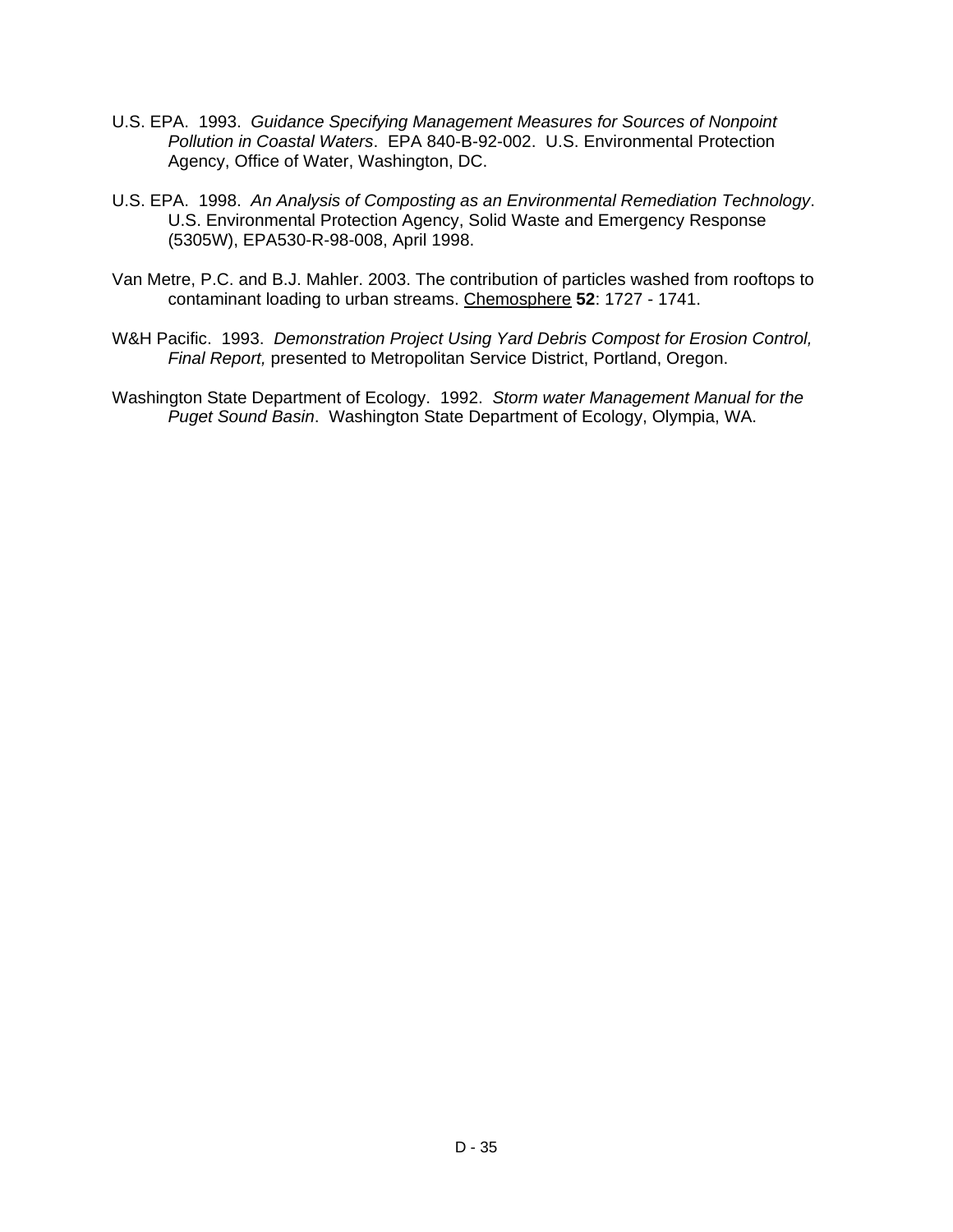U.S. EPA. 1993. *Guidance Specifying Management Measures for Sources of Nonpoint Pollution in Coastal Waters*. EPA 840-B-92-002. U.S. Environmental Protection Agency, Office of Water, Washington, DC.

U.S. EPA. 1998. *An Analysis of Composting as an Environmental Remediation Technology*. U.S. Environmental Protection Agency, Solid Waste and Emergency Response (5305W), EPA530-R-98-008, April 1998.

Van Metre, P.C. and B.J. Mahler. 2003. The contribution of particles washed from rooftops to contaminant loading to urban streams. Chemosphere **52**: 1727 - 1741.

W&H Pacific. 1993. *Demonstration Project Using Yard Debris Compost for Erosion Control, Final Report,* presented to Metropolitan Service District, Portland, Oregon.

Washington State Department of Ecology. 1992. *Storm water Management Manual for the Puget Sound Basin*. Washington State Department of Ecology, Olympia, WA.